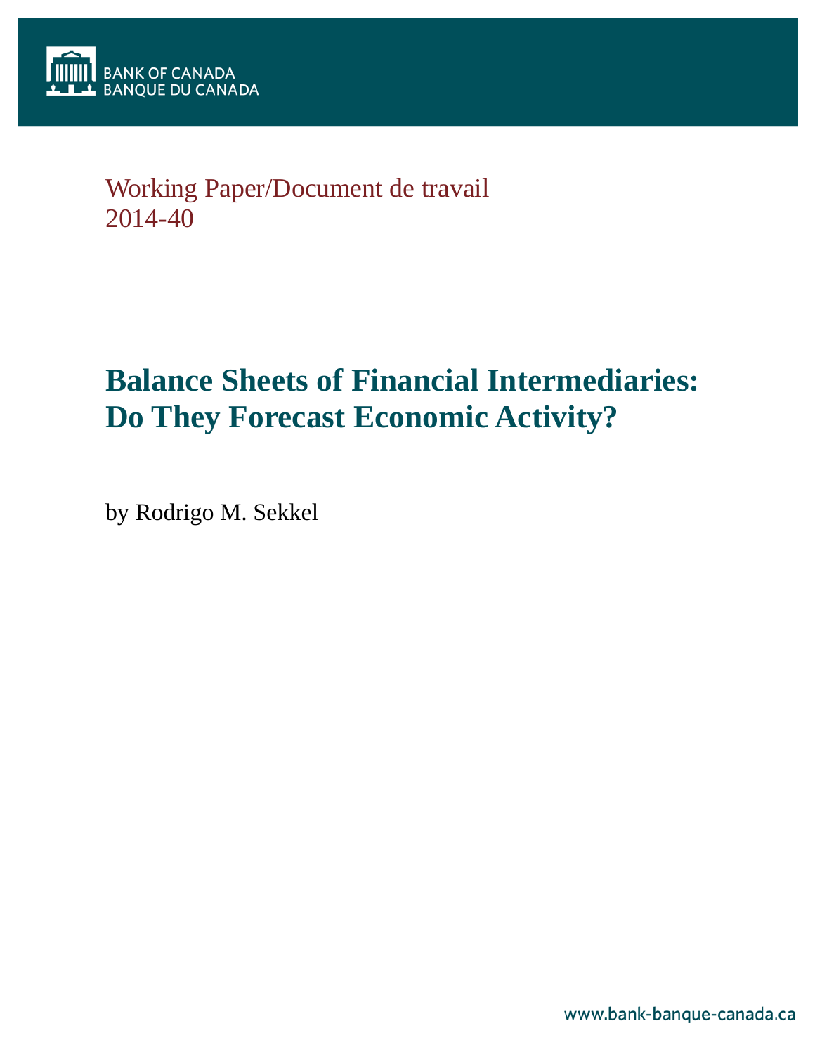BANK OF CANADA
BANQUE DU CANADA

Working Paper/Document de travail
2014-40

# Balance Sheets of Financial Intermediaries: Do They Forecast Economic Activity?

by Rodrigo M. Sekkel

www.bank-banque-canada.ca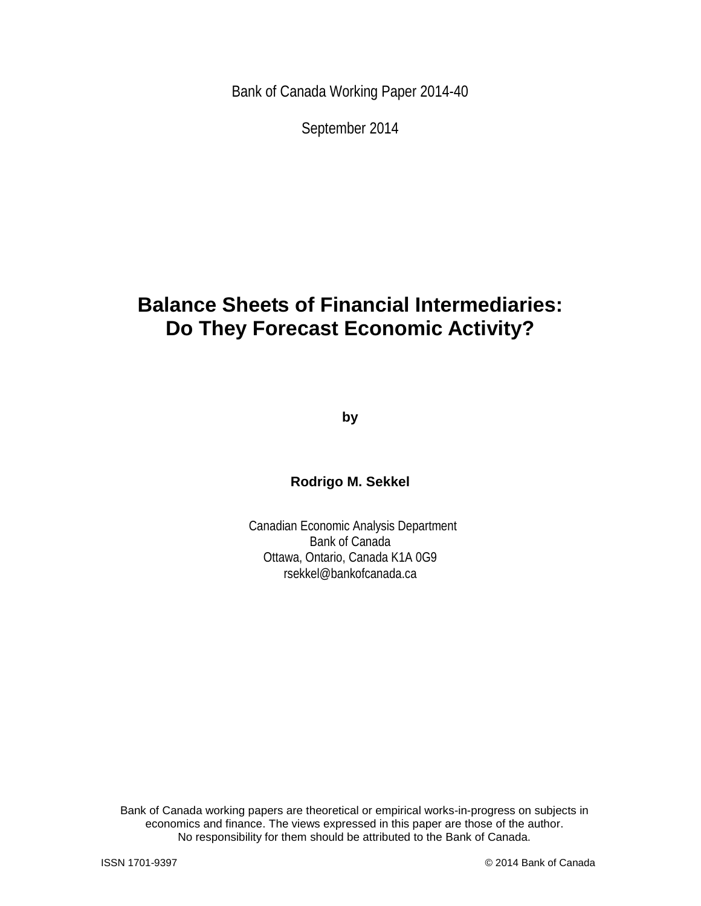Bank of Canada Working Paper 2014-40

September 2014

# Balance Sheets of Financial Intermediaries: Do They Forecast Economic Activity?

by

**Rodrigo M. Sekkel**

Canadian Economic Analysis Department
Bank of Canada
Ottawa, Ontario, Canada K1A 0G9
rsekkel@bankofcanada.ca

Bank of Canada working papers are theoretical or empirical works-in-progress on subjects in economics and finance. The views expressed in this paper are those of the author. No responsibility for them should be attributed to the Bank of Canada.

ISSN 1701-9397 © 2014 Bank of Canada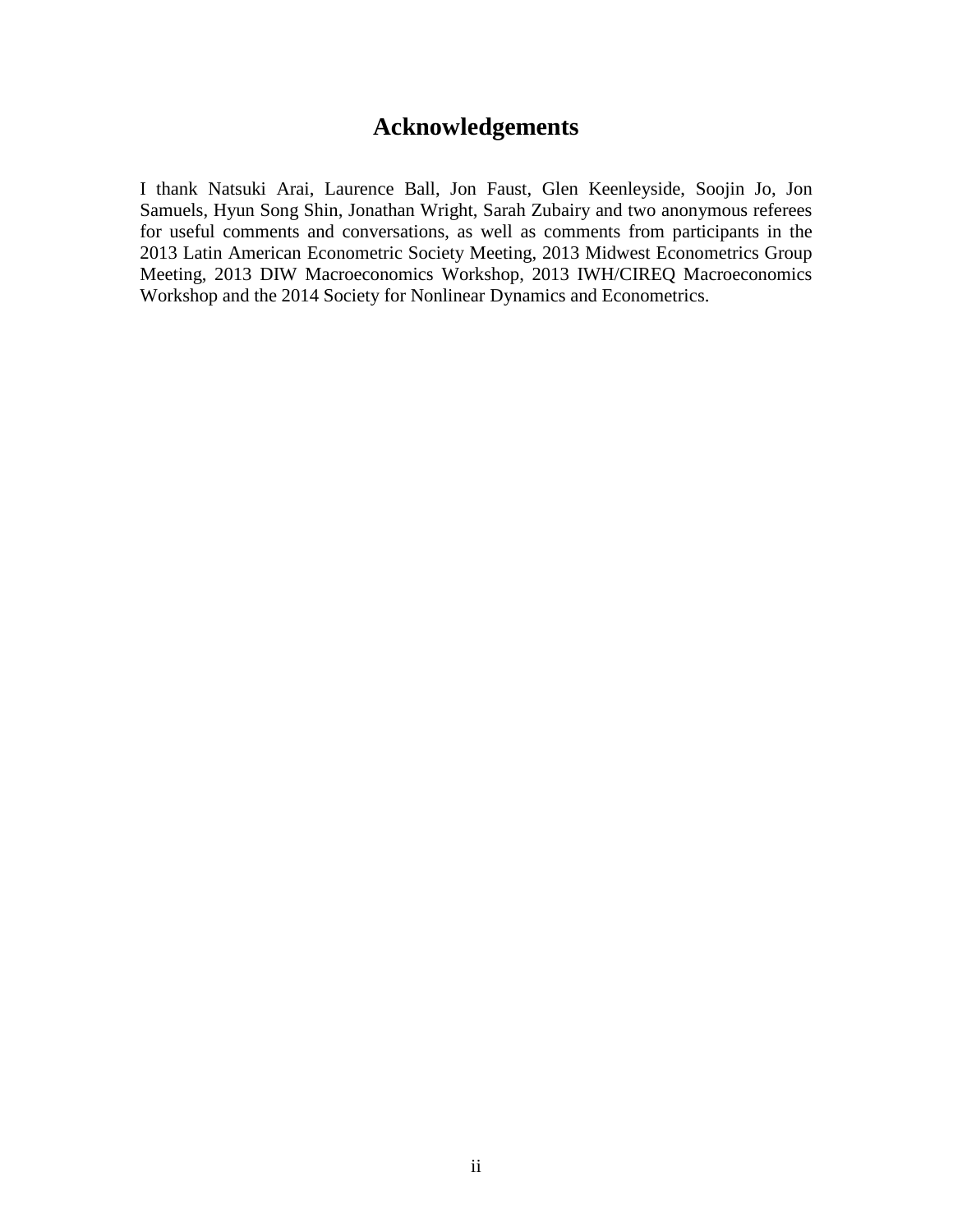# Acknowledgements

I thank Natsuki Arai, Laurence Ball, Jon Faust, Glen Keenleyside, Soojin Jo, Jon Samuels, Hyun Song Shin, Jonathan Wright, Sarah Zubairy and two anonymous referees for useful comments and conversations, as well as comments from participants in the 2013 Latin American Econometric Society Meeting, 2013 Midwest Econometrics Group Meeting, 2013 DIW Macroeconomics Workshop, 2013 IWH/CIREQ Macroeconomics Workshop and the 2014 Society for Nonlinear Dynamics and Econometrics.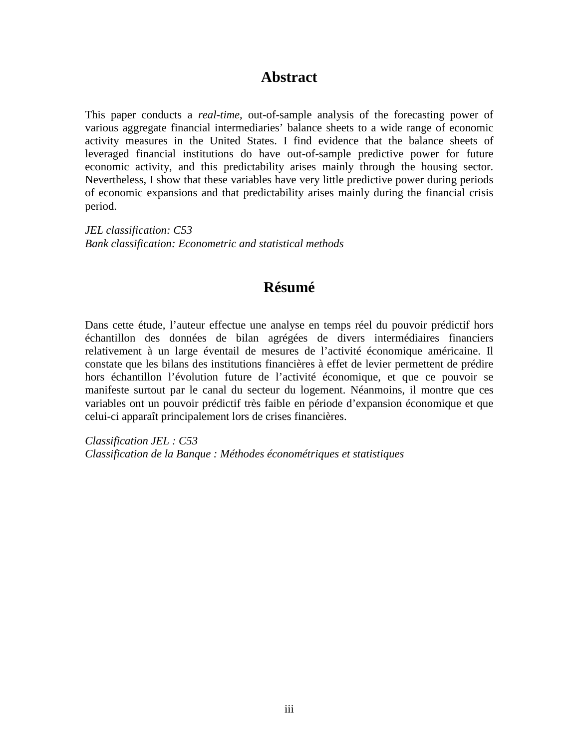## Abstract

This paper conducts a *real-time*, out-of-sample analysis of the forecasting power of various aggregate financial intermediaries' balance sheets to a wide range of economic activity measures in the United States. I find evidence that the balance sheets of leveraged financial institutions do have out-of-sample predictive power for future economic activity, and this predictability arises mainly through the housing sector. Nevertheless, I show that these variables have very little predictive power during periods of economic expansions and that predictability arises mainly during the financial crisis period.

*JEL classification: C53*
*Bank classification: Econometric and statistical methods*

## Résumé

Dans cette étude, l'auteur effectue une analyse en temps réel du pouvoir prédictif hors échantillon des données de bilan agrégées de divers intermédiaires financiers relativement à un large éventail de mesures de l'activité économique américaine. Il constate que les bilans des institutions financières à effet de levier permettent de prédire hors échantillon l'évolution future de l'activité économique, et que ce pouvoir se manifeste surtout par le canal du secteur du logement. Néanmoins, il montre que ces variables ont un pouvoir prédictif très faible en période d'expansion économique et que celui-ci apparaît principalement lors de crises financières.

*Classification JEL : C53*
*Classification de la Banque : Méthodes économétriques et statistiques*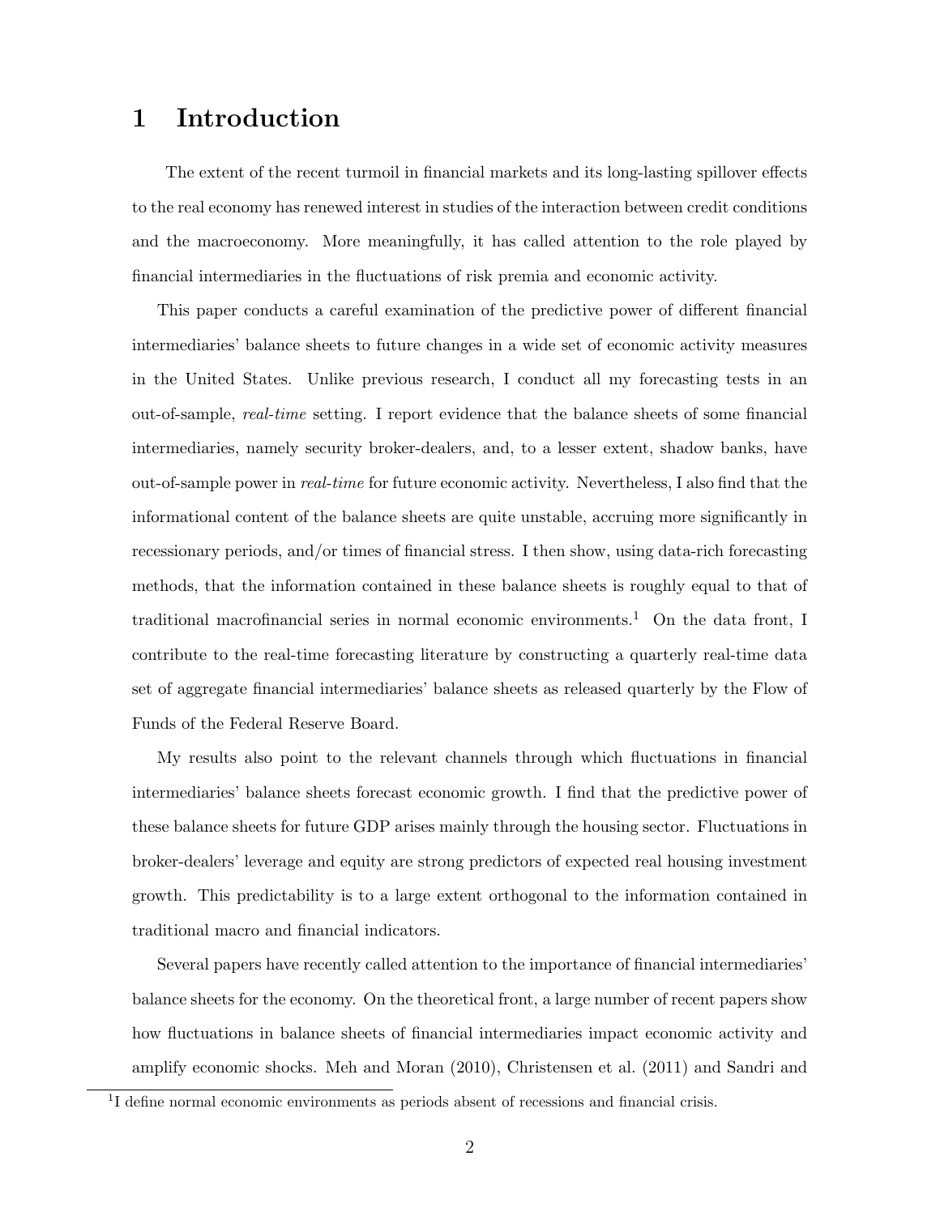# 1 Introduction

The extent of the recent turmoil in financial markets and its long-lasting spillover effects to the real economy has renewed interest in studies of the interaction between credit conditions and the macroeconomy. More meaningfully, it has called attention to the role played by financial intermediaries in the fluctuations of risk premia and economic activity.

This paper conducts a careful examination of the predictive power of different financial intermediaries' balance sheets to future changes in a wide set of economic activity measures in the United States. Unlike previous research, I conduct all my forecasting tests in an out-of-sample, *real-time* setting. I report evidence that the balance sheets of some financial intermediaries, namely security broker-dealers, and, to a lesser extent, shadow banks, have out-of-sample power in *real-time* for future economic activity. Nevertheless, I also find that the informational content of the balance sheets are quite unstable, accruing more significantly in recessionary periods, and/or times of financial stress. I then show, using data-rich forecasting methods, that the information contained in these balance sheets is roughly equal to that of traditional macrofinancial series in normal economic environments.[1] On the data front, I contribute to the real-time forecasting literature by constructing a quarterly real-time data set of aggregate financial intermediaries' balance sheets as released quarterly by the Flow of Funds of the Federal Reserve Board.

My results also point to the relevant channels through which fluctuations in financial intermediaries' balance sheets forecast economic growth. I find that the predictive power of these balance sheets for future GDP arises mainly through the housing sector. Fluctuations in broker-dealers' leverage and equity are strong predictors of expected real housing investment growth. This predictability is to a large extent orthogonal to the information contained in traditional macro and financial indicators.

Several papers have recently called attention to the importance of financial intermediaries' balance sheets for the economy. On the theoretical front, a large number of recent papers show how fluctuations in balance sheets of financial intermediaries impact economic activity and amplify economic shocks. Meh and Moran (2010), Christensen et al. (2011) and Sandri and

[1] I define normal economic environments as periods absent of recessions and financial crisis.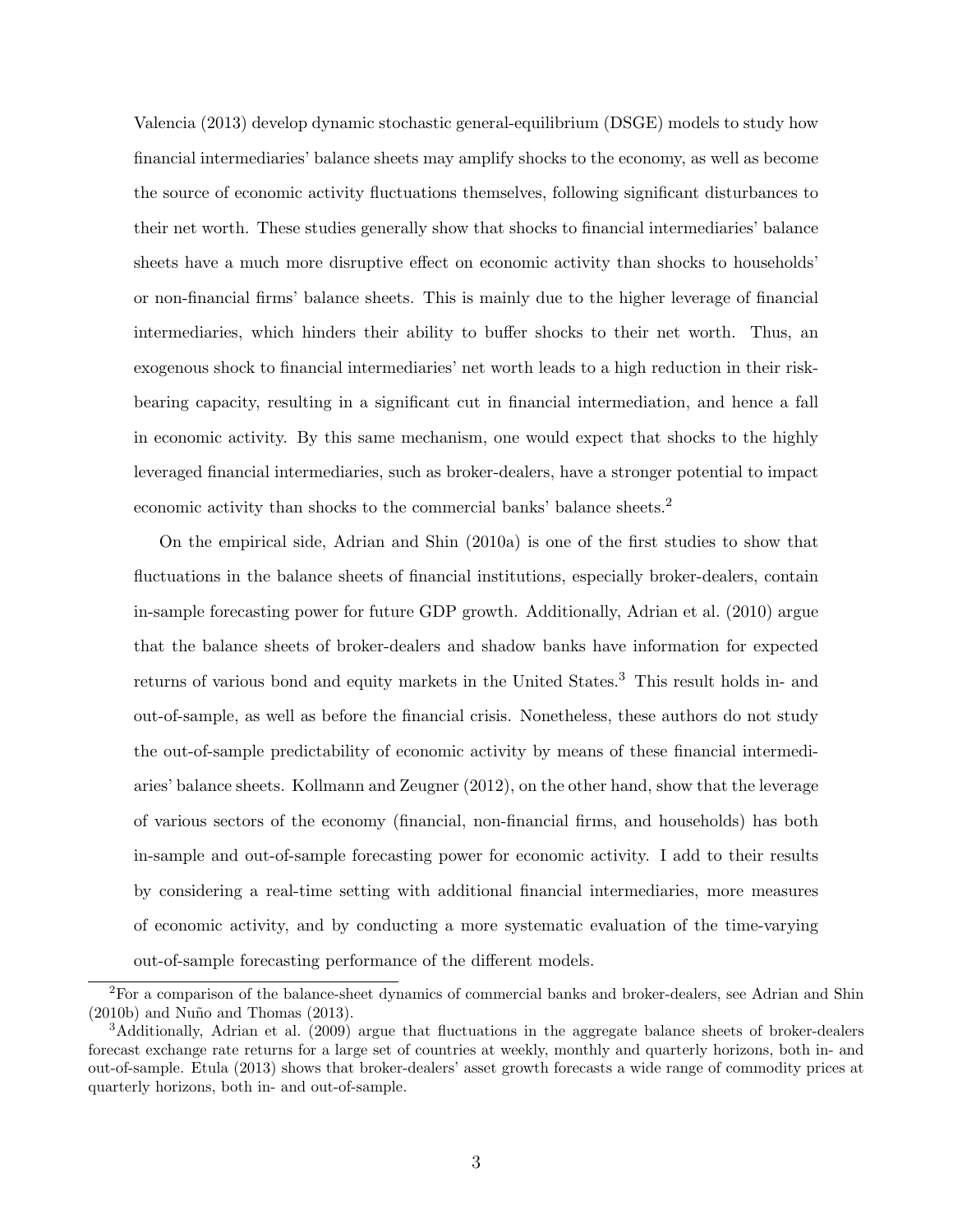Valencia (2013) develop dynamic stochastic general-equilibrium (DSGE) models to study how financial intermediaries' balance sheets may amplify shocks to the economy, as well as become the source of economic activity fluctuations themselves, following significant disturbances to their net worth. These studies generally show that shocks to financial intermediaries' balance sheets have a much more disruptive effect on economic activity than shocks to households' or non-financial firms' balance sheets. This is mainly due to the higher leverage of financial intermediaries, which hinders their ability to buffer shocks to their net worth. Thus, an exogenous shock to financial intermediaries' net worth leads to a high reduction in their risk-bearing capacity, resulting in a significant cut in financial intermediation, and hence a fall in economic activity. By this same mechanism, one would expect that shocks to the highly leveraged financial intermediaries, such as broker-dealers, have a stronger potential to impact economic activity than shocks to the commercial banks' balance sheets.[2]

On the empirical side, Adrian and Shin (2010a) is one of the first studies to show that fluctuations in the balance sheets of financial institutions, especially broker-dealers, contain in-sample forecasting power for future GDP growth. Additionally, Adrian et al. (2010) argue that the balance sheets of broker-dealers and shadow banks have information for expected returns of various bond and equity markets in the United States.[3] This result holds in- and out-of-sample, as well as before the financial crisis. Nonetheless, these authors do not study the out-of-sample predictability of economic activity by means of these financial intermediaries' balance sheets. Kollmann and Zeugner (2012), on the other hand, show that the leverage of various sectors of the economy (financial, non-financial firms, and households) has both in-sample and out-of-sample forecasting power for economic activity. I add to their results by considering a real-time setting with additional financial intermediaries, more measures of economic activity, and by conducting a more systematic evaluation of the time-varying out-of-sample forecasting performance of the different models.

[2] For a comparison of the balance-sheet dynamics of commercial banks and broker-dealers, see Adrian and Shin (2010b) and Nuño and Thomas (2013).

[3] Additionally, Adrian et al. (2009) argue that fluctuations in the aggregate balance sheets of broker-dealers forecast exchange rate returns for a large set of countries at weekly, monthly and quarterly horizons, both in- and out-of-sample. Etula (2013) shows that broker-dealers' asset growth forecasts a wide range of commodity prices at quarterly horizons, both in- and out-of-sample.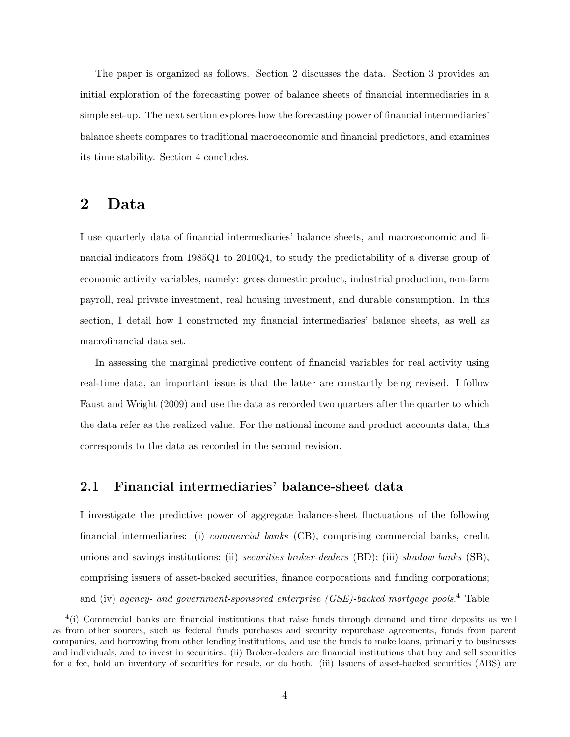The paper is organized as follows. Section 2 discusses the data. Section 3 provides an initial exploration of the forecasting power of balance sheets of financial intermediaries in a simple set-up. The next section explores how the forecasting power of financial intermediaries' balance sheets compares to traditional macroeconomic and financial predictors, and examines its time stability. Section 4 concludes.

## 2 Data

I use quarterly data of financial intermediaries' balance sheets, and macroeconomic and financial indicators from 1985Q1 to 2010Q4, to study the predictability of a diverse group of economic activity variables, namely: gross domestic product, industrial production, non-farm payroll, real private investment, real housing investment, and durable consumption. In this section, I detail how I constructed my financial intermediaries' balance sheets, as well as macrofinancial data set.

In assessing the marginal predictive content of financial variables for real activity using real-time data, an important issue is that the latter are constantly being revised. I follow Faust and Wright (2009) and use the data as recorded two quarters after the quarter to which the data refer as the realized value. For the national income and product accounts data, this corresponds to the data as recorded in the second revision.

### 2.1 Financial intermediaries' balance-sheet data

I investigate the predictive power of aggregate balance-sheet fluctuations of the following financial intermediaries: (i) *commercial banks* (CB), comprising commercial banks, credit unions and savings institutions; (ii) *securities broker-dealers* (BD); (iii) *shadow banks* (SB), comprising issuers of asset-backed securities, finance corporations and funding corporations; and (iv) *agency- and government-sponsored enterprise (GSE)-backed mortgage pools*.[4] Table

[4](i) Commercial banks are financial institutions that raise funds through demand and time deposits as well as from other sources, such as federal funds purchases and security repurchase agreements, funds from parent companies, and borrowing from other lending institutions, and use the funds to make loans, primarily to businesses and individuals, and to invest in securities. (ii) Broker-dealers are financial institutions that buy and sell securities for a fee, hold an inventory of securities for resale, or do both. (iii) Issuers of asset-backed securities (ABS) are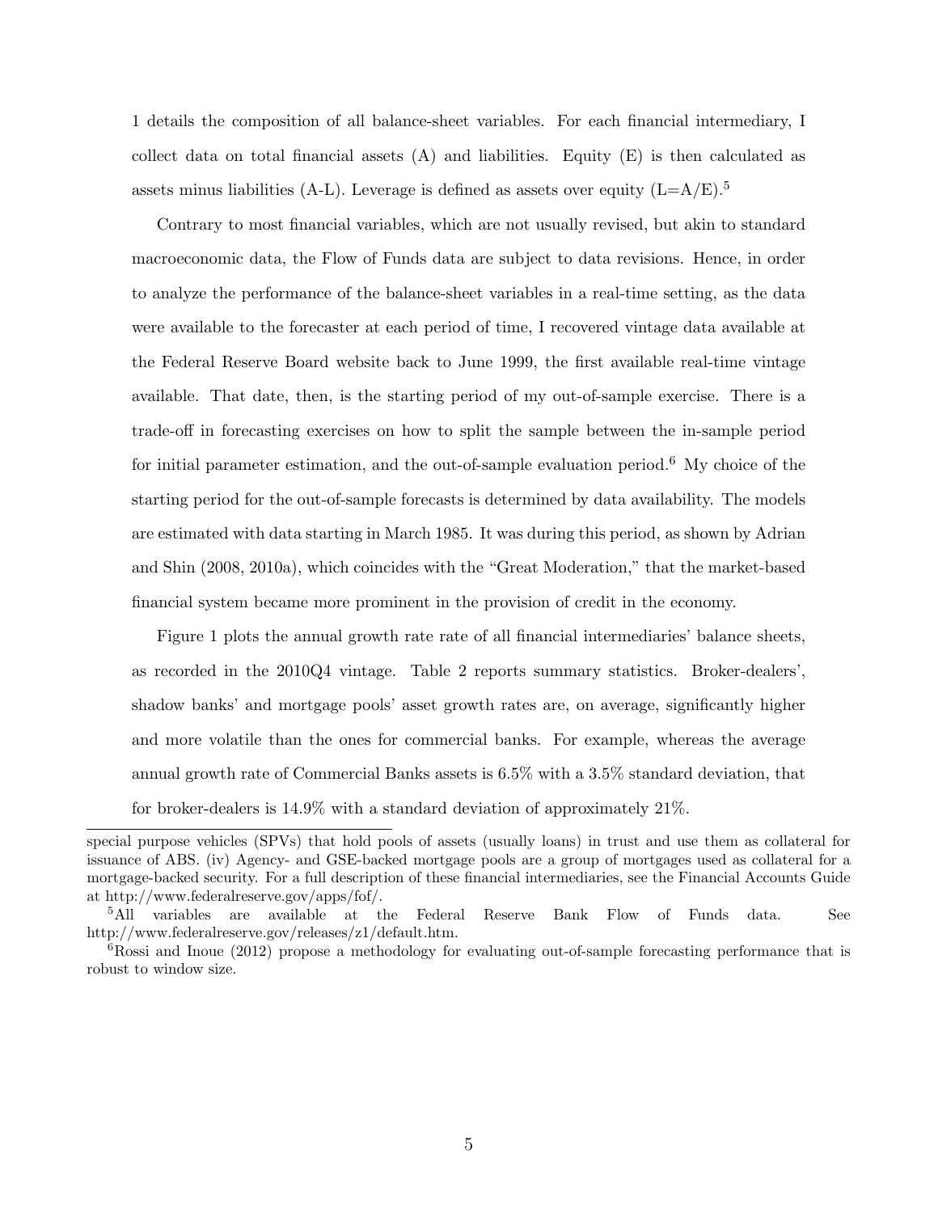1 details the composition of all balance-sheet variables. For each financial intermediary, I collect data on total financial assets (A) and liabilities. Equity (E) is then calculated as assets minus liabilities (A-L). Leverage is defined as assets over equity (L=A/E).[5]

Contrary to most financial variables, which are not usually revised, but akin to standard macroeconomic data, the Flow of Funds data are subject to data revisions. Hence, in order to analyze the performance of the balance-sheet variables in a real-time setting, as the data were available to the forecaster at each period of time, I recovered vintage data available at the Federal Reserve Board website back to June 1999, the first available real-time vintage available. That date, then, is the starting period of my out-of-sample exercise. There is a trade-off in forecasting exercises on how to split the sample between the in-sample period for initial parameter estimation, and the out-of-sample evaluation period.[6] My choice of the starting period for the out-of-sample forecasts is determined by data availability. The models are estimated with data starting in March 1985. It was during this period, as shown by Adrian and Shin (2008, 2010a), which coincides with the "Great Moderation," that the market-based financial system became more prominent in the provision of credit in the economy.

Figure 1 plots the annual growth rate rate of all financial intermediaries' balance sheets, as recorded in the 2010Q4 vintage. Table 2 reports summary statistics. Broker-dealers', shadow banks' and mortgage pools' asset growth rates are, on average, significantly higher and more volatile than the ones for commercial banks. For example, whereas the average annual growth rate of Commercial Banks assets is 6.5% with a 3.5% standard deviation, that for broker-dealers is 14.9% with a standard deviation of approximately 21%.

---

special purpose vehicles (SPVs) that hold pools of assets (usually loans) in trust and use them as collateral for issuance of ABS. (iv) Agency- and GSE-backed mortgage pools are a group of mortgages used as collateral for a mortgage-backed security. For a full description of these financial intermediaries, see the Financial Accounts Guide at http://www.federalreserve.gov/apps/fof/.

[5] All variables are available at the Federal Reserve Bank Flow of Funds data. See http://www.federalreserve.gov/releases/z1/default.htm.

[6] Rossi and Inoue (2012) propose a methodology for evaluating out-of-sample forecasting performance that is robust to window size.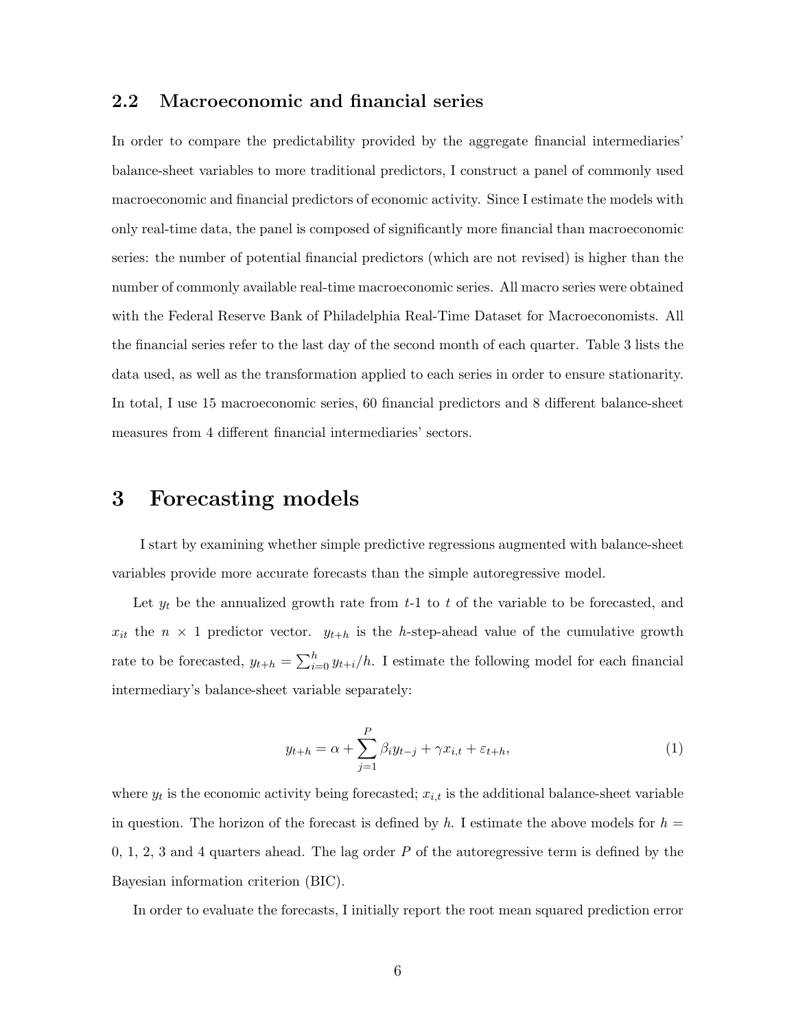### 2.2 Macroeconomic and financial series

In order to compare the predictability provided by the aggregate financial intermediaries' balance-sheet variables to more traditional predictors, I construct a panel of commonly used macroeconomic and financial predictors of economic activity. Since I estimate the models with only real-time data, the panel is composed of significantly more financial than macroeconomic series: the number of potential financial predictors (which are not revised) is higher than the number of commonly available real-time macroeconomic series. All macro series were obtained with the Federal Reserve Bank of Philadelphia Real-Time Dataset for Macroeconomists. All the financial series refer to the last day of the second month of each quarter. Table 3 lists the data used, as well as the transformation applied to each series in order to ensure stationarity. In total, I use 15 macroeconomic series, 60 financial predictors and 8 different balance-sheet measures from 4 different financial intermediaries' sectors.

# 3 Forecasting models

I start by examining whether simple predictive regressions augmented with balance-sheet variables provide more accurate forecasts than the simple autoregressive model.

Let $y_t$ be the annualized growth rate from $t$-1 to $t$ of the variable to be forecasted, and $x_{it}$ the $n \times 1$ predictor vector. $y_{t+h}$ is the $h$-step-ahead value of the cumulative growth rate to be forecasted, $y_{t+h} = \sum_{i=0}^{h} y_{t+i}/h$. I estimate the following model for each financial intermediary's balance-sheet variable separately:

$$y_{t+h} = \alpha + \sum_{j=1}^{P} \beta_i y_{t-j} + \gamma x_{i,t} + \varepsilon_{t+h}, \tag{1}$$

where $y_t$ is the economic activity being forecasted; $x_{i,t}$ is the additional balance-sheet variable in question. The horizon of the forecast is defined by $h$. I estimate the above models for $h$ = 0, 1, 2, 3 and 4 quarters ahead. The lag order $P$ of the autoregressive term is defined by the Bayesian information criterion (BIC).

In order to evaluate the forecasts, I initially report the root mean squared prediction error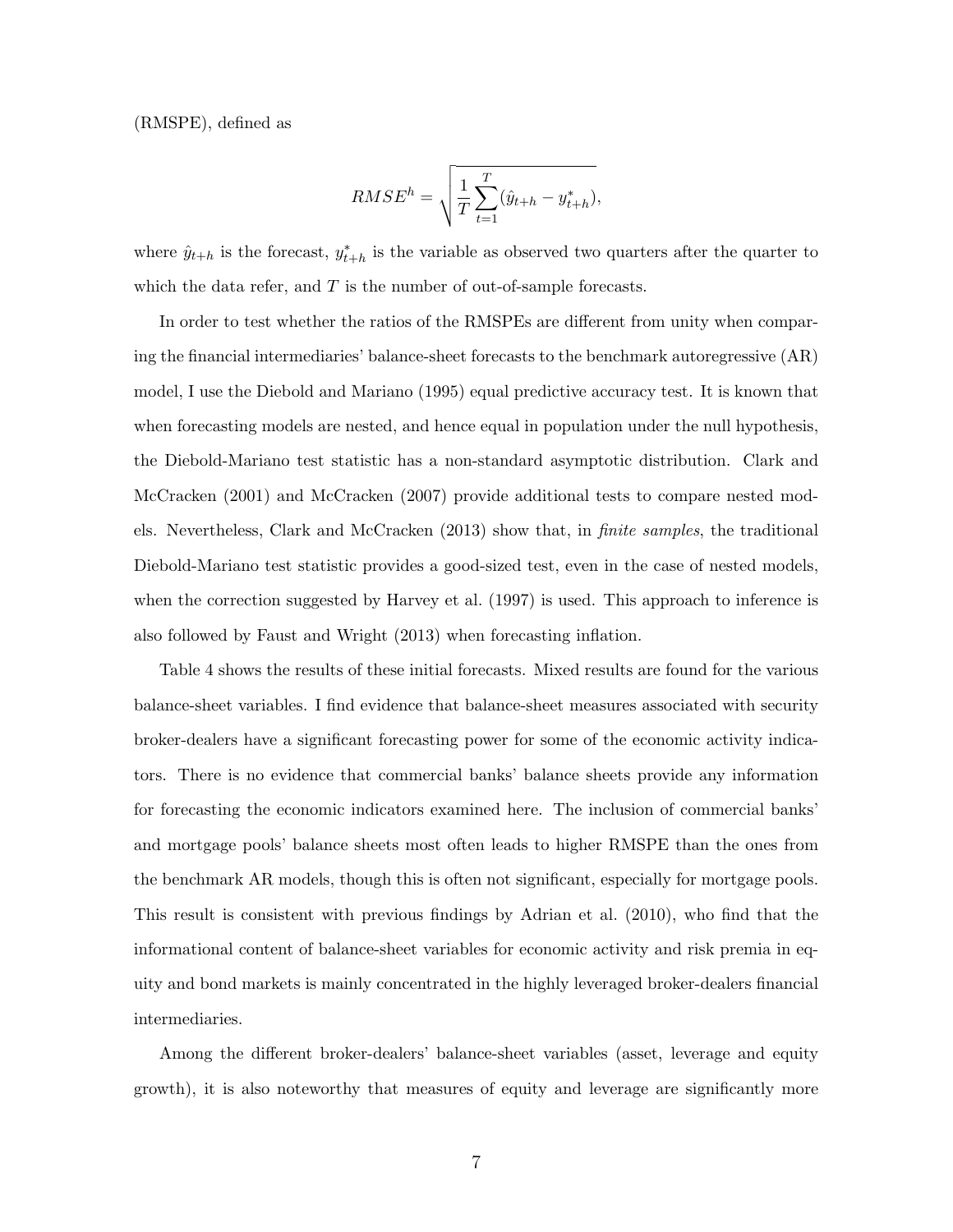(RMSPE), defined as

$$RMSE^h = \sqrt{\frac{1}{T}\sum_{t=1}^{T}(\hat{y}_{t+h} - y^*_{t+h})},$$

where $\hat{y}_{t+h}$ is the forecast, $y^*_{t+h}$ is the variable as observed two quarters after the quarter to which the data refer, and $T$ is the number of out-of-sample forecasts.

In order to test whether the ratios of the RMSPEs are different from unity when comparing the financial intermediaries' balance-sheet forecasts to the benchmark autoregressive (AR) model, I use the Diebold and Mariano (1995) equal predictive accuracy test. It is known that when forecasting models are nested, and hence equal in population under the null hypothesis, the Diebold-Mariano test statistic has a non-standard asymptotic distribution. Clark and McCracken (2001) and McCracken (2007) provide additional tests to compare nested models. Nevertheless, Clark and McCracken (2013) show that, in *finite samples*, the traditional Diebold-Mariano test statistic provides a good-sized test, even in the case of nested models, when the correction suggested by Harvey et al. (1997) is used. This approach to inference is also followed by Faust and Wright (2013) when forecasting inflation.

Table 4 shows the results of these initial forecasts. Mixed results are found for the various balance-sheet variables. I find evidence that balance-sheet measures associated with security broker-dealers have a significant forecasting power for some of the economic activity indicators. There is no evidence that commercial banks' balance sheets provide any information for forecasting the economic indicators examined here. The inclusion of commercial banks' and mortgage pools' balance sheets most often leads to higher RMSPE than the ones from the benchmark AR models, though this is often not significant, especially for mortgage pools. This result is consistent with previous findings by Adrian et al. (2010), who find that the informational content of balance-sheet variables for economic activity and risk premia in equity and bond markets is mainly concentrated in the highly leveraged broker-dealers financial intermediaries.

Among the different broker-dealers' balance-sheet variables (asset, leverage and equity growth), it is also noteworthy that measures of equity and leverage are significantly more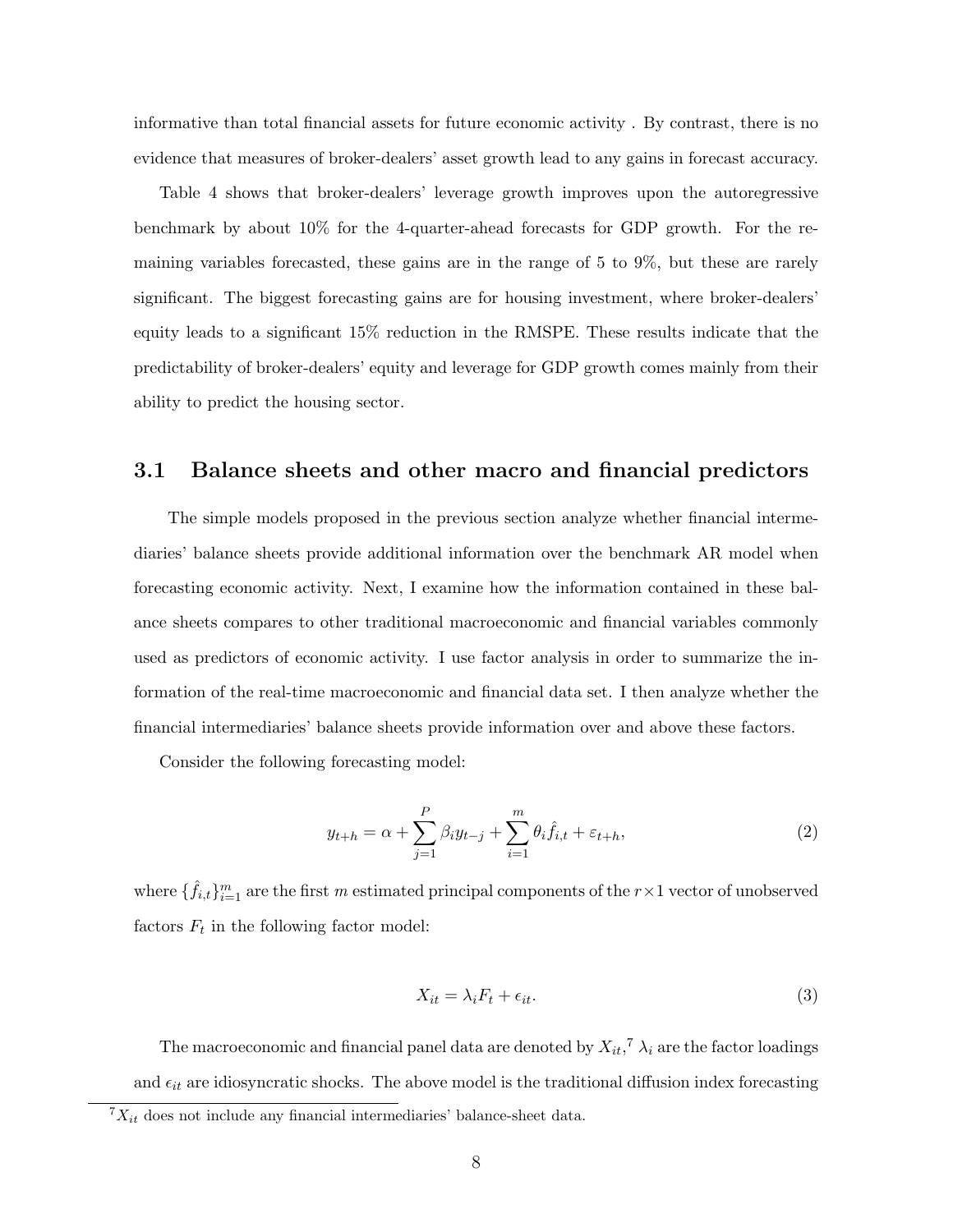informative than total financial assets for future economic activity . By contrast, there is no evidence that measures of broker-dealers' asset growth lead to any gains in forecast accuracy.

Table 4 shows that broker-dealers' leverage growth improves upon the autoregressive benchmark by about 10% for the 4-quarter-ahead forecasts for GDP growth. For the remaining variables forecasted, these gains are in the range of 5 to 9%, but these are rarely significant. The biggest forecasting gains are for housing investment, where broker-dealers' equity leads to a significant 15% reduction in the RMSPE. These results indicate that the predictability of broker-dealers' equity and leverage for GDP growth comes mainly from their ability to predict the housing sector.

## 3.1 Balance sheets and other macro and financial predictors

The simple models proposed in the previous section analyze whether financial intermediaries' balance sheets provide additional information over the benchmark AR model when forecasting economic activity. Next, I examine how the information contained in these balance sheets compares to other traditional macroeconomic and financial variables commonly used as predictors of economic activity. I use factor analysis in order to summarize the information of the real-time macroeconomic and financial data set. I then analyze whether the financial intermediaries' balance sheets provide information over and above these factors.

Consider the following forecasting model:

$$y_{t+h} = \alpha + \sum_{j=1}^{P} \beta_i y_{t-j} + \sum_{i=1}^{m} \theta_i \hat{f}_{i,t} + \varepsilon_{t+h}, \tag{2}$$

where $\{\hat{f}_{i,t}\}_{i=1}^{m}$ are the first $m$ estimated principal components of the $r \times 1$ vector of unobserved factors $F_t$ in the following factor model:

$$X_{it} = \lambda_i F_t + \epsilon_{it}. \tag{3}$$

The macroeconomic and financial panel data are denoted by $X_{it}$,[7] $\lambda_i$ are the factor loadings and $\epsilon_{it}$ are idiosyncratic shocks. The above model is the traditional diffusion index forecasting

[7] $X_{it}$ does not include any financial intermediaries' balance-sheet data.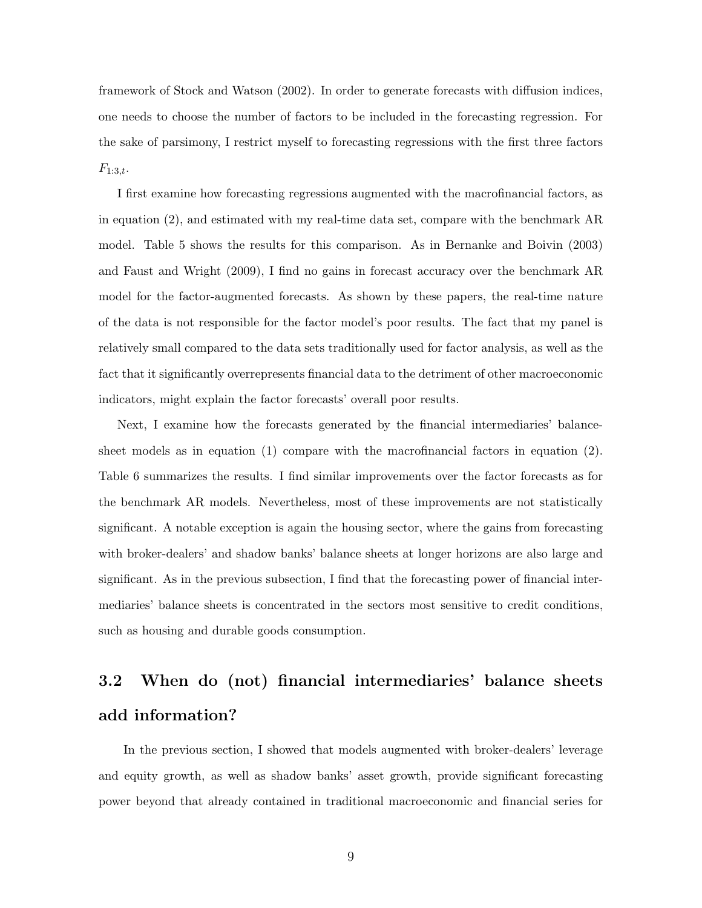framework of Stock and Watson (2002). In order to generate forecasts with diffusion indices, one needs to choose the number of factors to be included in the forecasting regression. For the sake of parsimony, I restrict myself to forecasting regressions with the first three factors $F_{1:3,t}$.

I first examine how forecasting regressions augmented with the macrofinancial factors, as in equation (2), and estimated with my real-time data set, compare with the benchmark AR model. Table 5 shows the results for this comparison. As in Bernanke and Boivin (2003) and Faust and Wright (2009), I find no gains in forecast accuracy over the benchmark AR model for the factor-augmented forecasts. As shown by these papers, the real-time nature of the data is not responsible for the factor model's poor results. The fact that my panel is relatively small compared to the data sets traditionally used for factor analysis, as well as the fact that it significantly overrepresents financial data to the detriment of other macroeconomic indicators, might explain the factor forecasts' overall poor results.

Next, I examine how the forecasts generated by the financial intermediaries' balance-sheet models as in equation (1) compare with the macrofinancial factors in equation (2). Table 6 summarizes the results. I find similar improvements over the factor forecasts as for the benchmark AR models. Nevertheless, most of these improvements are not statistically significant. A notable exception is again the housing sector, where the gains from forecasting with broker-dealers' and shadow banks' balance sheets at longer horizons are also large and significant. As in the previous subsection, I find that the forecasting power of financial intermediaries' balance sheets is concentrated in the sectors most sensitive to credit conditions, such as housing and durable goods consumption.

## 3.2 When do (not) financial intermediaries' balance sheets add information?

In the previous section, I showed that models augmented with broker-dealers' leverage and equity growth, as well as shadow banks' asset growth, provide significant forecasting power beyond that already contained in traditional macroeconomic and financial series for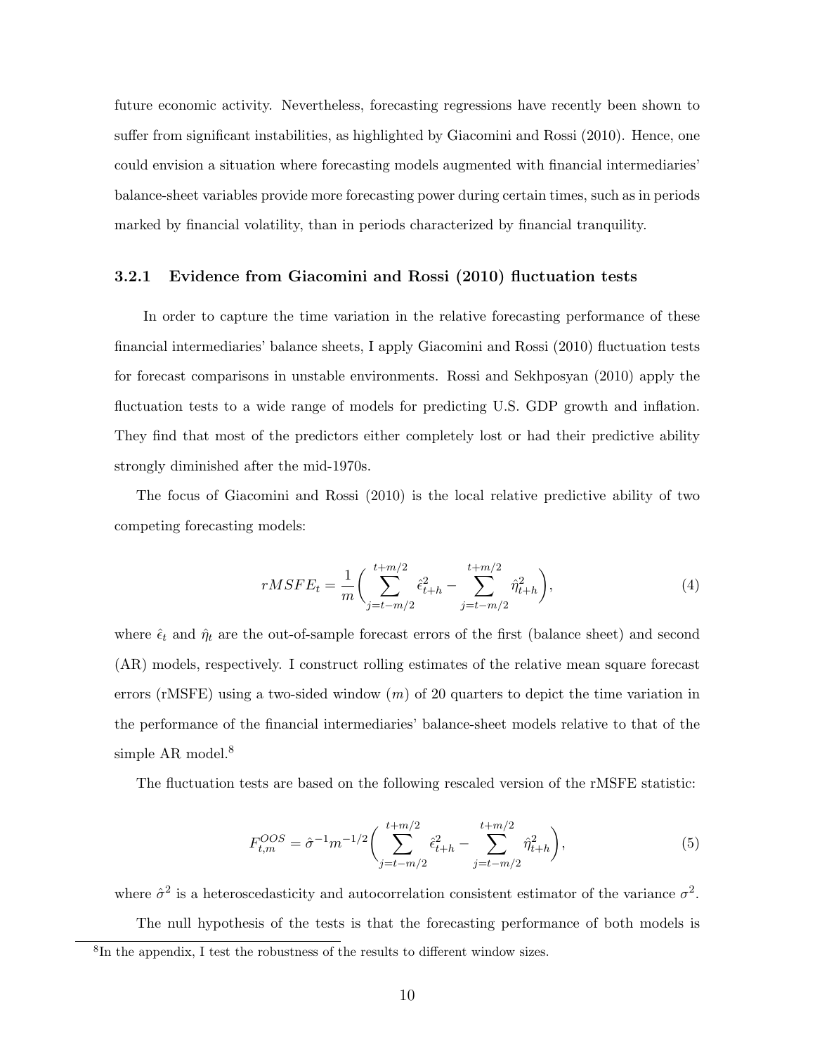future economic activity. Nevertheless, forecasting regressions have recently been shown to suffer from significant instabilities, as highlighted by Giacomini and Rossi (2010). Hence, one could envision a situation where forecasting models augmented with financial intermediaries' balance-sheet variables provide more forecasting power during certain times, such as in periods marked by financial volatility, than in periods characterized by financial tranquility.

### 3.2.1 Evidence from Giacomini and Rossi (2010) fluctuation tests

In order to capture the time variation in the relative forecasting performance of these financial intermediaries' balance sheets, I apply Giacomini and Rossi (2010) fluctuation tests for forecast comparisons in unstable environments. Rossi and Sekhposyan (2010) apply the fluctuation tests to a wide range of models for predicting U.S. GDP growth and inflation. They find that most of the predictors either completely lost or had their predictive ability strongly diminished after the mid-1970s.

The focus of Giacomini and Rossi (2010) is the local relative predictive ability of two competing forecasting models:

$$rMSFE_t = \frac{1}{m}\bigg(\sum_{j=t-m/2}^{t+m/2} \hat{\epsilon}_{t+h}^2 - \sum_{j=t-m/2}^{t+m/2} \hat{\eta}_{t+h}^2\bigg), \tag{4}$$

where $\hat{\epsilon}_t$ and $\hat{\eta}_t$ are the out-of-sample forecast errors of the first (balance sheet) and second (AR) models, respectively. I construct rolling estimates of the relative mean square forecast errors (rMSFE) using a two-sided window ($m$) of 20 quarters to depict the time variation in the performance of the financial intermediaries' balance-sheet models relative to that of the simple AR model.[8]

The fluctuation tests are based on the following rescaled version of the rMSFE statistic:

$$F_{t,m}^{OOS} = \hat{\sigma}^{-1} m^{-1/2}\bigg(\sum_{j=t-m/2}^{t+m/2} \hat{\epsilon}_{t+h}^2 - \sum_{j=t-m/2}^{t+m/2} \hat{\eta}_{t+h}^2\bigg), \tag{5}$$

where $\hat{\sigma}^2$ is a heteroscedasticity and autocorrelation consistent estimator of the variance $\sigma^2$.

The null hypothesis of the tests is that the forecasting performance of both models is

[8]In the appendix, I test the robustness of the results to different window sizes.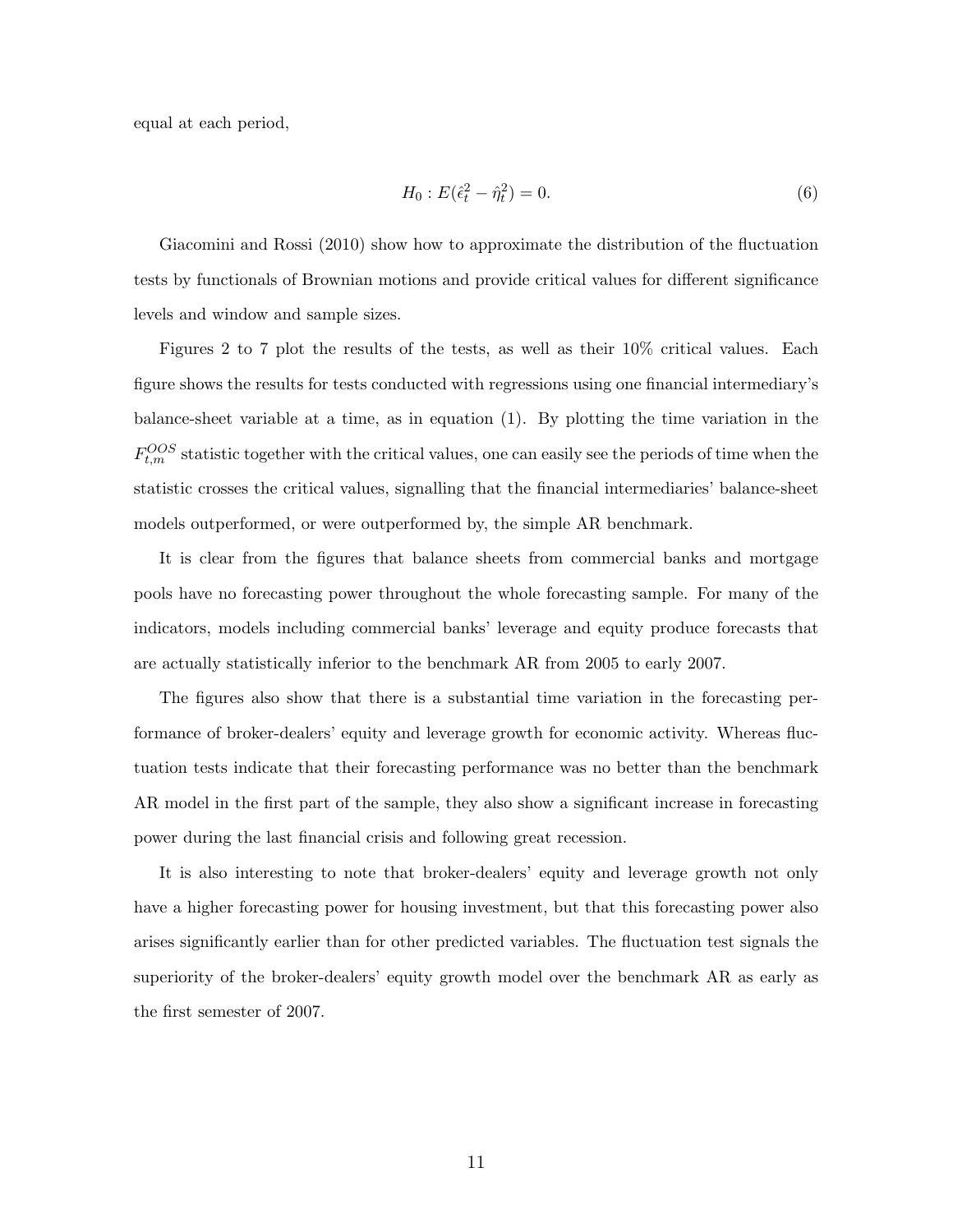equal at each period,

$$H_0 : E(\hat{\epsilon}_t^2 - \hat{\eta}_t^2) = 0. \tag{6}$$

Giacomini and Rossi (2010) show how to approximate the distribution of the fluctuation tests by functionals of Brownian motions and provide critical values for different significance levels and window and sample sizes.

Figures 2 to 7 plot the results of the tests, as well as their 10% critical values. Each figure shows the results for tests conducted with regressions using one financial intermediary's balance-sheet variable at a time, as in equation (1). By plotting the time variation in the $F_{t,m}^{OOS}$ statistic together with the critical values, one can easily see the periods of time when the statistic crosses the critical values, signalling that the financial intermediaries' balance-sheet models outperformed, or were outperformed by, the simple AR benchmark.

It is clear from the figures that balance sheets from commercial banks and mortgage pools have no forecasting power throughout the whole forecasting sample. For many of the indicators, models including commercial banks' leverage and equity produce forecasts that are actually statistically inferior to the benchmark AR from 2005 to early 2007.

The figures also show that there is a substantial time variation in the forecasting performance of broker-dealers' equity and leverage growth for economic activity. Whereas fluctuation tests indicate that their forecasting performance was no better than the benchmark AR model in the first part of the sample, they also show a significant increase in forecasting power during the last financial crisis and following great recession.

It is also interesting to note that broker-dealers' equity and leverage growth not only have a higher forecasting power for housing investment, but that this forecasting power also arises significantly earlier than for other predicted variables. The fluctuation test signals the superiority of the broker-dealers' equity growth model over the benchmark AR as early as the first semester of 2007.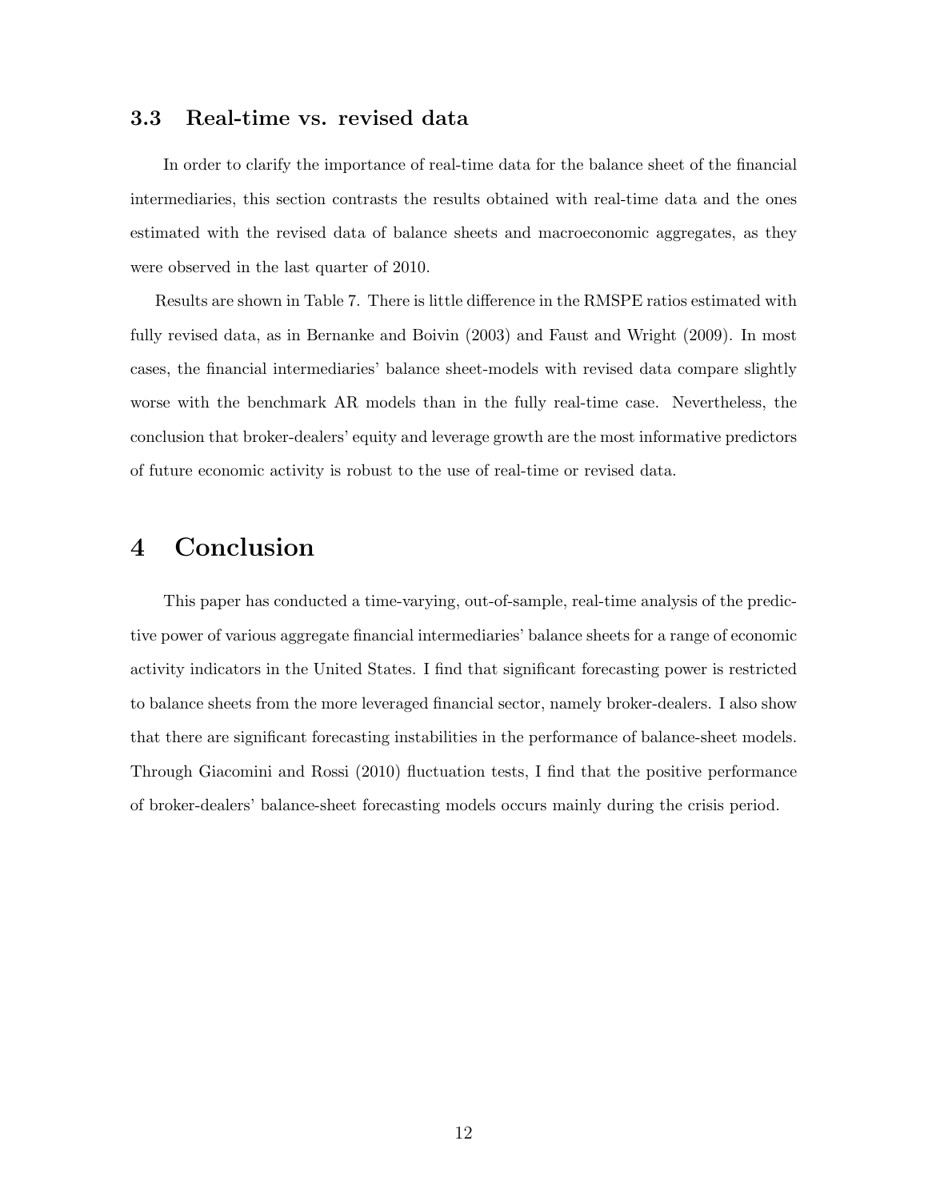### 3.3 Real-time vs. revised data

In order to clarify the importance of real-time data for the balance sheet of the financial intermediaries, this section contrasts the results obtained with real-time data and the ones estimated with the revised data of balance sheets and macroeconomic aggregates, as they were observed in the last quarter of 2010.

Results are shown in Table 7. There is little difference in the RMSPE ratios estimated with fully revised data, as in Bernanke and Boivin (2003) and Faust and Wright (2009). In most cases, the financial intermediaries' balance sheet-models with revised data compare slightly worse with the benchmark AR models than in the fully real-time case. Nevertheless, the conclusion that broker-dealers' equity and leverage growth are the most informative predictors of future economic activity is robust to the use of real-time or revised data.

# 4 Conclusion

This paper has conducted a time-varying, out-of-sample, real-time analysis of the predictive power of various aggregate financial intermediaries' balance sheets for a range of economic activity indicators in the United States. I find that significant forecasting power is restricted to balance sheets from the more leveraged financial sector, namely broker-dealers. I also show that there are significant forecasting instabilities in the performance of balance-sheet models. Through Giacomini and Rossi (2010) fluctuation tests, I find that the positive performance of broker-dealers' balance-sheet forecasting models occurs mainly during the crisis period.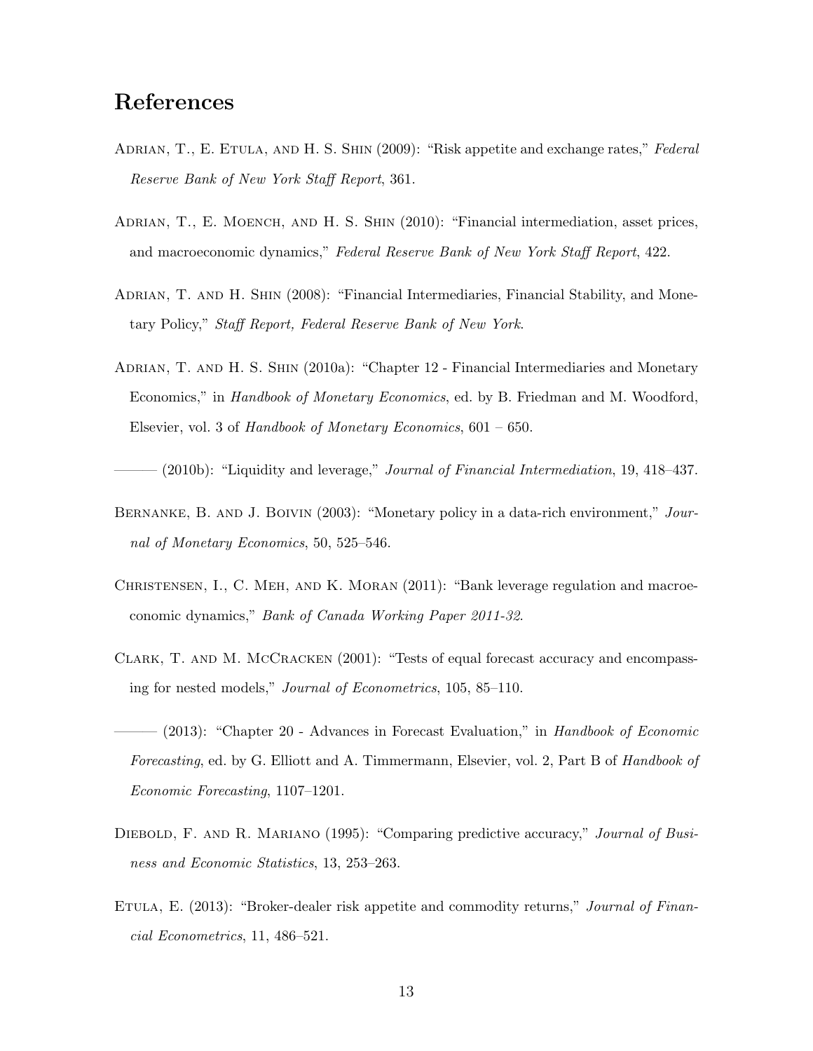# References

Adrian, T., E. Etula, and H. S. Shin (2009): "Risk appetite and exchange rates," *Federal Reserve Bank of New York Staff Report*, 361.

Adrian, T., E. Moench, and H. S. Shin (2010): "Financial intermediation, asset prices, and macroeconomic dynamics," *Federal Reserve Bank of New York Staff Report*, 422.

Adrian, T. and H. Shin (2008): "Financial Intermediaries, Financial Stability, and Monetary Policy," *Staff Report, Federal Reserve Bank of New York*.

Adrian, T. and H. S. Shin (2010a): "Chapter 12 - Financial Intermediaries and Monetary Economics," in *Handbook of Monetary Economics*, ed. by B. Friedman and M. Woodford, Elsevier, vol. 3 of *Handbook of Monetary Economics*, 601 – 650.

——— (2010b): "Liquidity and leverage," *Journal of Financial Intermediation*, 19, 418–437.

Bernanke, B. and J. Boivin (2003): "Monetary policy in a data-rich environment," *Journal of Monetary Economics*, 50, 525–546.

Christensen, I., C. Meh, and K. Moran (2011): "Bank leverage regulation and macroeconomic dynamics," *Bank of Canada Working Paper 2011-32*.

Clark, T. and M. McCracken (2001): "Tests of equal forecast accuracy and encompassing for nested models," *Journal of Econometrics*, 105, 85–110.

——— (2013): "Chapter 20 - Advances in Forecast Evaluation," in *Handbook of Economic Forecasting*, ed. by G. Elliott and A. Timmermann, Elsevier, vol. 2, Part B of *Handbook of Economic Forecasting*, 1107–1201.

Diebold, F. and R. Mariano (1995): "Comparing predictive accuracy," *Journal of Business and Economic Statistics*, 13, 253–263.

Etula, E. (2013): "Broker-dealer risk appetite and commodity returns," *Journal of Financial Econometrics*, 11, 486–521.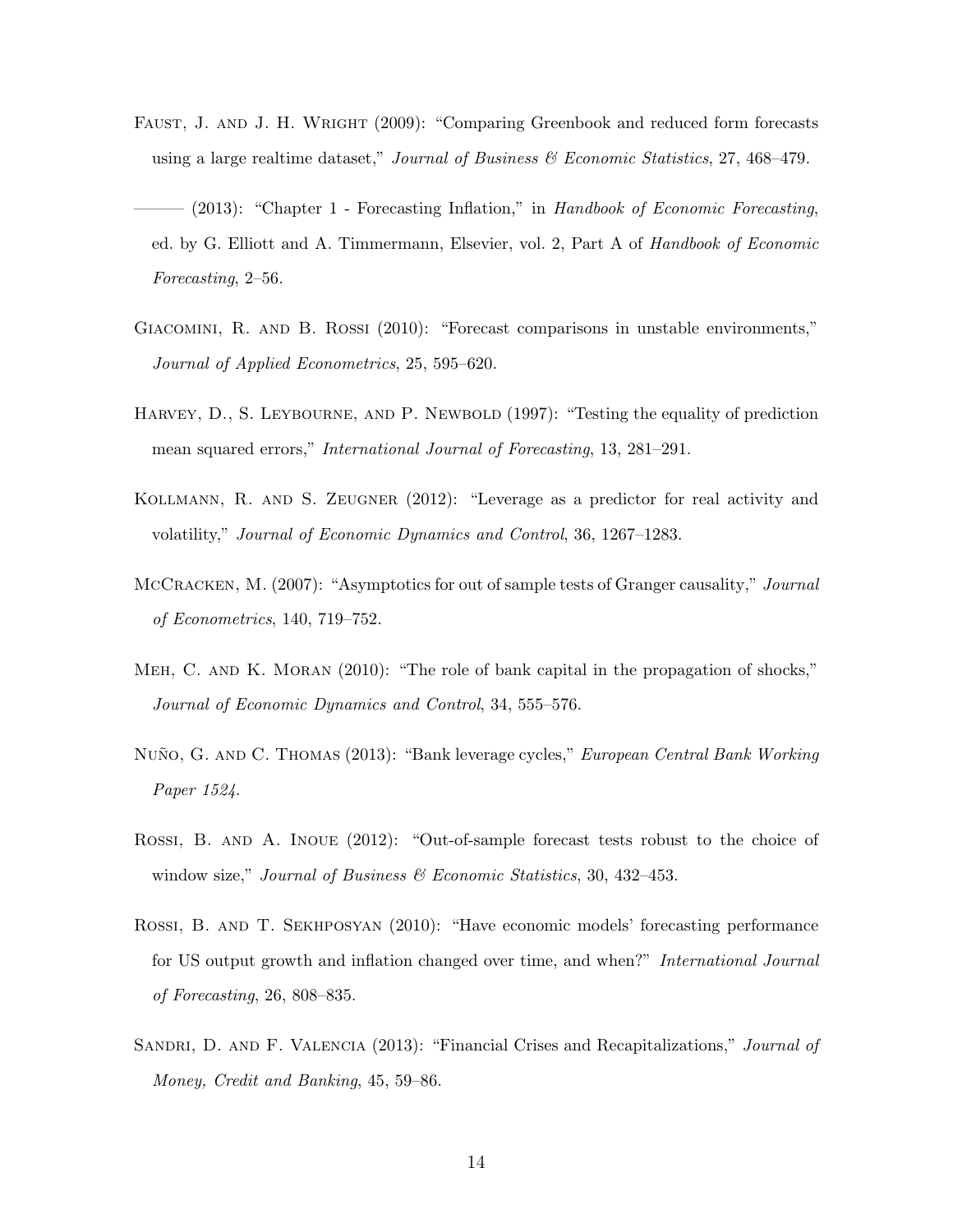Faust, J. and J. H. Wright (2009): "Comparing Greenbook and reduced form forecasts using a large realtime dataset," *Journal of Business & Economic Statistics*, 27, 468–479.

——— (2013): "Chapter 1 - Forecasting Inflation," in *Handbook of Economic Forecasting*, ed. by G. Elliott and A. Timmermann, Elsevier, vol. 2, Part A of *Handbook of Economic Forecasting*, 2–56.

Giacomini, R. and B. Rossi (2010): "Forecast comparisons in unstable environments," *Journal of Applied Econometrics*, 25, 595–620.

Harvey, D., S. Leybourne, and P. Newbold (1997): "Testing the equality of prediction mean squared errors," *International Journal of Forecasting*, 13, 281–291.

Kollmann, R. and S. Zeugner (2012): "Leverage as a predictor for real activity and volatility," *Journal of Economic Dynamics and Control*, 36, 1267–1283.

McCracken, M. (2007): "Asymptotics for out of sample tests of Granger causality," *Journal of Econometrics*, 140, 719–752.

Meh, C. and K. Moran (2010): "The role of bank capital in the propagation of shocks," *Journal of Economic Dynamics and Control*, 34, 555–576.

Nuño, G. and C. Thomas (2013): "Bank leverage cycles," *European Central Bank Working Paper 1524*.

Rossi, B. and A. Inoue (2012): "Out-of-sample forecast tests robust to the choice of window size," *Journal of Business & Economic Statistics*, 30, 432–453.

Rossi, B. and T. Sekhposyan (2010): "Have economic models' forecasting performance for US output growth and inflation changed over time, and when?" *International Journal of Forecasting*, 26, 808–835.

Sandri, D. and F. Valencia (2013): "Financial Crises and Recapitalizations," *Journal of Money, Credit and Banking*, 45, 59–86.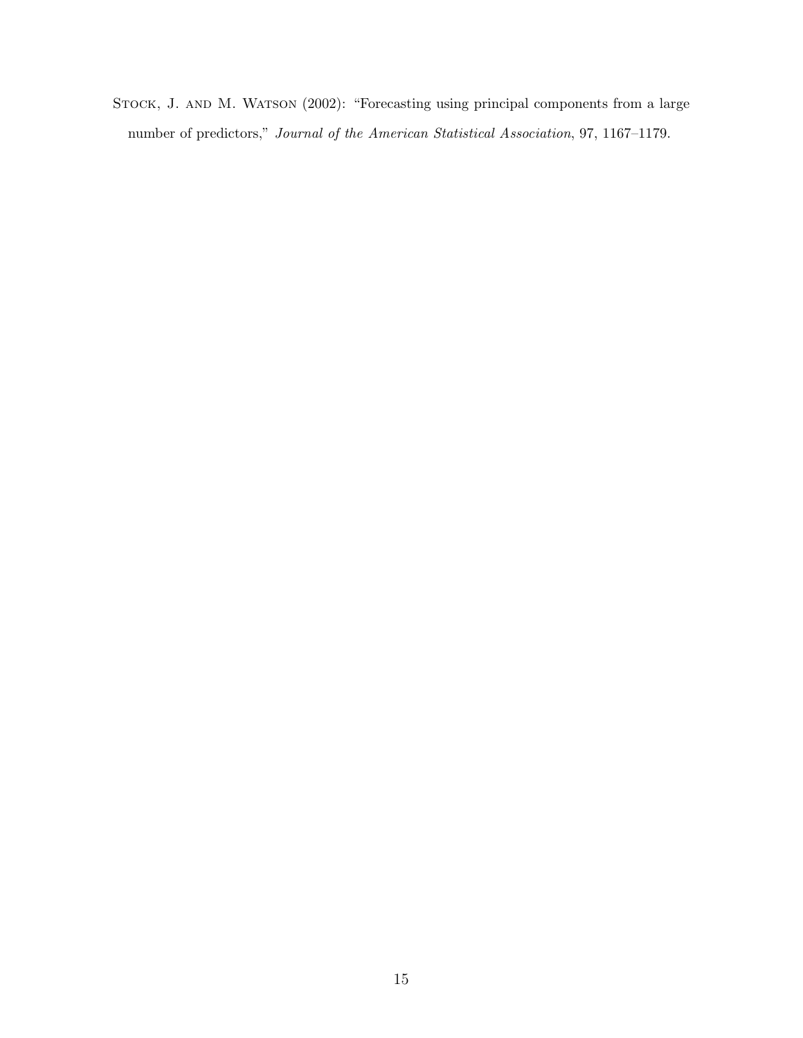Stock, J. and M. Watson (2002): "Forecasting using principal components from a large number of predictors," *Journal of the American Statistical Association*, 97, 1167–1179.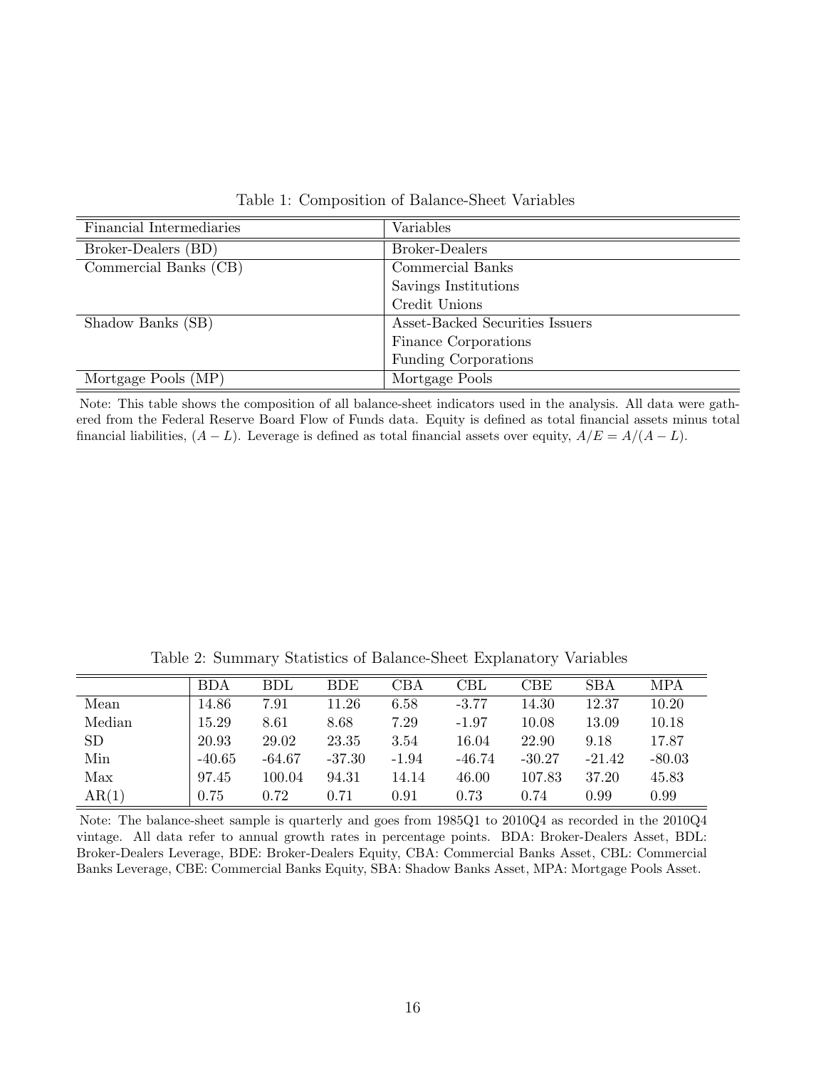Table 1: Composition of Balance-Sheet Variables

| Financial Intermediaries | Variables |
|---|---|
| Broker-Dealers (BD) | Broker-Dealers |
| Commercial Banks (CB) | Commercial Banks |
| | Savings Institutions |
| | Credit Unions |
| Shadow Banks (SB) | Asset-Backed Securities Issuers |
| | Finance Corporations |
| | Funding Corporations |
| Mortgage Pools (MP) | Mortgage Pools |

Note: This table shows the composition of all balance-sheet indicators used in the analysis. All data were gathered from the Federal Reserve Board Flow of Funds data. Equity is defined as total financial assets minus total financial liabilities, $(A - L)$. Leverage is defined as total financial assets over equity, $A/E = A/(A - L)$.

Table 2: Summary Statistics of Balance-Sheet Explanatory Variables

| | BDA | BDL | BDE | CBA | CBL | CBE | SBA | MPA |
|---|---|---|---|---|---|---|---|---|
| Mean | 14.86 | 7.91 | 11.26 | 6.58 | -3.77 | 14.30 | 12.37 | 10.20 |
| Median | 15.29 | 8.61 | 8.68 | 7.29 | -1.97 | 10.08 | 13.09 | 10.18 |
| SD | 20.93 | 29.02 | 23.35 | 3.54 | 16.04 | 22.90 | 9.18 | 17.87 |
| Min | -40.65 | -64.67 | -37.30 | -1.94 | -46.74 | -30.27 | -21.42 | -80.03 |
| Max | 97.45 | 100.04 | 94.31 | 14.14 | 46.00 | 107.83 | 37.20 | 45.83 |
| AR(1) | 0.75 | 0.72 | 0.71 | 0.91 | 0.73 | 0.74 | 0.99 | 0.99 |

Note: The balance-sheet sample is quarterly and goes from 1985Q1 to 2010Q4 as recorded in the 2010Q4 vintage. All data refer to annual growth rates in percentage points. BDA: Broker-Dealers Asset, BDL: Broker-Dealers Leverage, BDE: Broker-Dealers Equity, CBA: Commercial Banks Asset, CBL: Commercial Banks Leverage, CBE: Commercial Banks Equity, SBA: Shadow Banks Asset, MPA: Mortgage Pools Asset.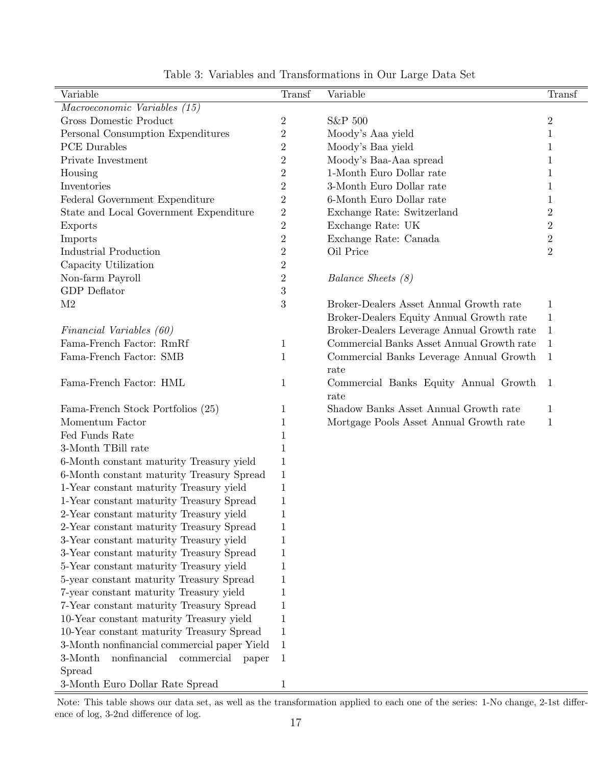Table 3: Variables and Transformations in Our Large Data Set

| Variable | Transf | Variable | Transf |
|---|---|---|---|
| *Macroeconomic Variables (15)* | | | |
| Gross Domestic Product | 2 | S&P 500 | 2 |
| Personal Consumption Expenditures | 2 | Moody's Aaa yield | 1 |
| PCE Durables | 2 | Moody's Baa yield | 1 |
| Private Investment | 2 | Moody's Baa-Aaa spread | 1 |
| Housing | 2 | 1-Month Euro Dollar rate | 1 |
| Inventories | 2 | 3-Month Euro Dollar rate | 1 |
| Federal Government Expenditure | 2 | 6-Month Euro Dollar rate | 1 |
| State and Local Government Expenditure | 2 | Exchange Rate: Switzerland | 2 |
| Exports | 2 | Exchange Rate: UK | 2 |
| Imports | 2 | Exchange Rate: Canada | 2 |
| Industrial Production | 2 | Oil Price | 2 |
| Capacity Utilization | 2 | | |
| Non-farm Payroll | 2 | *Balance Sheets (8)* | |
| GDP Deflator | 3 | | |
| M2 | 3 | Broker-Dealers Asset Annual Growth rate | 1 |
| | | Broker-Dealers Equity Annual Growth rate | 1 |
| *Financial Variables (60)* | | Broker-Dealers Leverage Annual Growth rate | 1 |
| Fama-French Factor: RmRf | 1 | Commercial Banks Asset Annual Growth rate | 1 |
| Fama-French Factor: SMB | 1 | Commercial Banks Leverage Annual Growth rate | 1 |
| Fama-French Factor: HML | 1 | Commercial Banks Equity Annual Growth rate | 1 |
| Fama-French Stock Portfolios (25) | 1 | Shadow Banks Asset Annual Growth rate | 1 |
| Momentum Factor | 1 | Mortgage Pools Asset Annual Growth rate | 1 |
| Fed Funds Rate | 1 | | |
| 3-Month TBill rate | 1 | | |
| 6-Month constant maturity Treasury yield | 1 | | |
| 6-Month constant maturity Treasury Spread | 1 | | |
| 1-Year constant maturity Treasury yield | 1 | | |
| 1-Year constant maturity Treasury Spread | 1 | | |
| 2-Year constant maturity Treasury yield | 1 | | |
| 2-Year constant maturity Treasury Spread | 1 | | |
| 3-Year constant maturity Treasury yield | 1 | | |
| 3-Year constant maturity Treasury Spread | 1 | | |
| 5-Year constant maturity Treasury yield | 1 | | |
| 5-year constant maturity Treasury Spread | 1 | | |
| 7-year constant maturity Treasury yield | 1 | | |
| 7-Year constant maturity Treasury Spread | 1 | | |
| 10-Year constant maturity Treasury yield | 1 | | |
| 10-Year constant maturity Treasury Spread | 1 | | |
| 3-Month nonfinancial commercial paper Yield | 1 | | |
| 3-Month nonfinancial commercial paper Spread | 1 | | |
| 3-Month Euro Dollar Rate Spread | 1 | | |

Note: This table shows our data set, as well as the transformation applied to each one of the series: 1-No change, 2-1st difference of log, 3-2nd difference of log.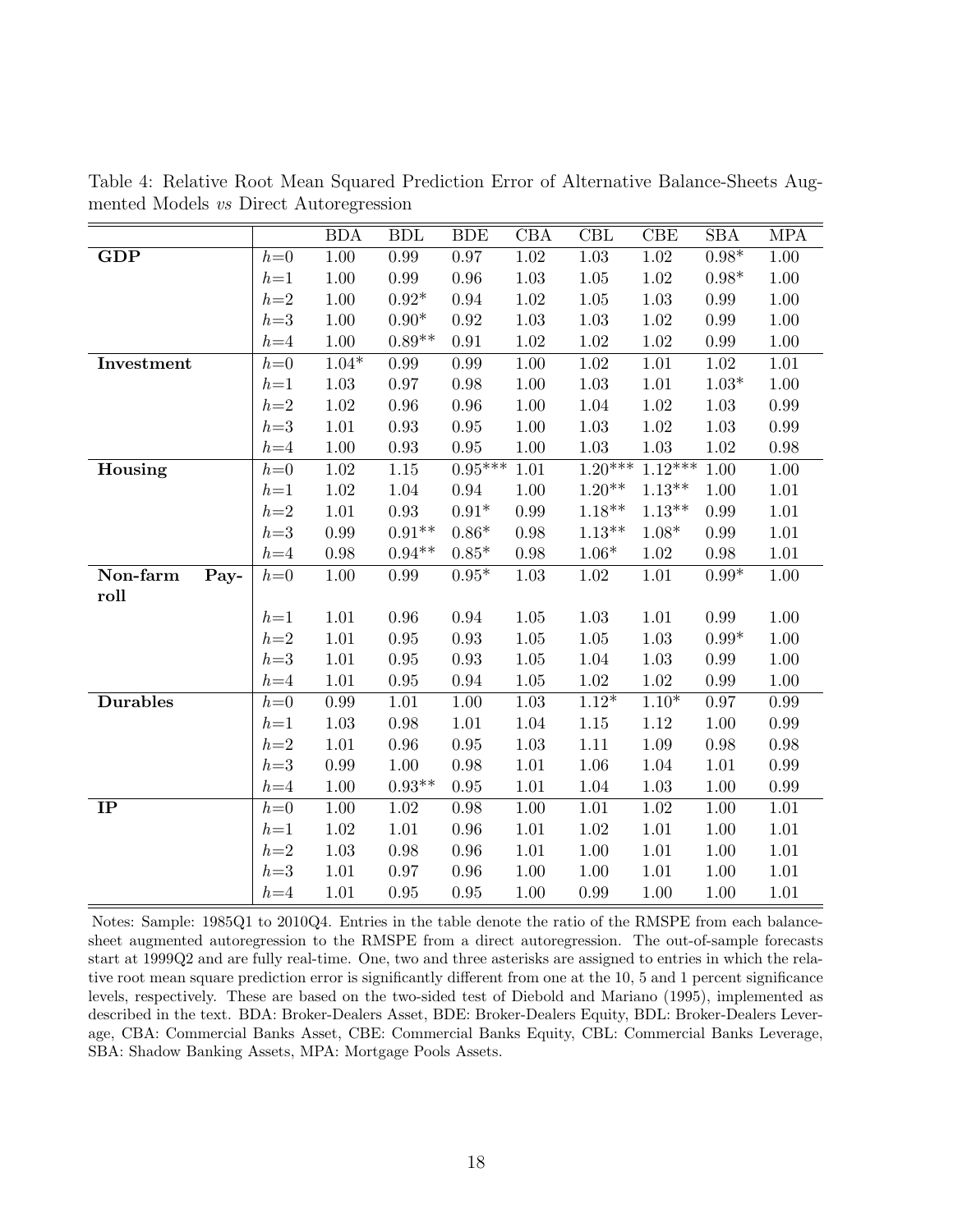Table 4: Relative Root Mean Squared Prediction Error of Alternative Balance-Sheets Augmented Models *vs* Direct Autoregression

| | | BDA | BDL | BDE | CBA | CBL | CBE | SBA | MPA |
|---|---|---|---|---|---|---|---|---|---|
| **GDP** | $h$=0 | 1.00 | 0.99 | 0.97 | 1.02 | 1.03 | 1.02 | 0.98* | 1.00 |
| | $h$=1 | 1.00 | 0.99 | 0.96 | 1.03 | 1.05 | 1.02 | 0.98* | 1.00 |
| | $h$=2 | 1.00 | 0.92* | 0.94 | 1.02 | 1.05 | 1.03 | 0.99 | 1.00 |
| | $h$=3 | 1.00 | 0.90* | 0.92 | 1.03 | 1.03 | 1.02 | 0.99 | 1.00 |
| | $h$=4 | 1.00 | 0.89** | 0.91 | 1.02 | 1.02 | 1.02 | 0.99 | 1.00 |
| **Investment** | $h$=0 | 1.04* | 0.99 | 0.99 | 1.00 | 1.02 | 1.01 | 1.02 | 1.01 |
| | $h$=1 | 1.03 | 0.97 | 0.98 | 1.00 | 1.03 | 1.01 | 1.03* | 1.00 |
| | $h$=2 | 1.02 | 0.96 | 0.96 | 1.00 | 1.04 | 1.02 | 1.03 | 0.99 |
| | $h$=3 | 1.01 | 0.93 | 0.95 | 1.00 | 1.03 | 1.02 | 1.03 | 0.99 |
| | $h$=4 | 1.00 | 0.93 | 0.95 | 1.00 | 1.03 | 1.03 | 1.02 | 0.98 |
| **Housing** | $h$=0 | 1.02 | 1.15 | 0.95*** | 1.01 | 1.20*** | 1.12*** | 1.00 | 1.00 |
| | $h$=1 | 1.02 | 1.04 | 0.94 | 1.00 | 1.20** | 1.13** | 1.00 | 1.01 |
| | $h$=2 | 1.01 | 0.93 | 0.91* | 0.99 | 1.18** | 1.13** | 0.99 | 1.01 |
| | $h$=3 | 0.99 | 0.91** | 0.86* | 0.98 | 1.13** | 1.08* | 0.99 | 1.01 |
| | $h$=4 | 0.98 | 0.94** | 0.85* | 0.98 | 1.06* | 1.02 | 0.98 | 1.01 |
| **Non-farm Payroll** | $h$=0 | 1.00 | 0.99 | 0.95* | 1.03 | 1.02 | 1.01 | 0.99* | 1.00 |
| | $h$=1 | 1.01 | 0.96 | 0.94 | 1.05 | 1.03 | 1.01 | 0.99 | 1.00 |
| | $h$=2 | 1.01 | 0.95 | 0.93 | 1.05 | 1.05 | 1.03 | 0.99* | 1.00 |
| | $h$=3 | 1.01 | 0.95 | 0.93 | 1.05 | 1.04 | 1.03 | 0.99 | 1.00 |
| | $h$=4 | 1.01 | 0.95 | 0.94 | 1.05 | 1.02 | 1.02 | 0.99 | 1.00 |
| **Durables** | $h$=0 | 0.99 | 1.01 | 1.00 | 1.03 | 1.12* | 1.10* | 0.97 | 0.99 |
| | $h$=1 | 1.03 | 0.98 | 1.01 | 1.04 | 1.15 | 1.12 | 1.00 | 0.99 |
| | $h$=2 | 1.01 | 0.96 | 0.95 | 1.03 | 1.11 | 1.09 | 0.98 | 0.98 |
| | $h$=3 | 0.99 | 1.00 | 0.98 | 1.01 | 1.06 | 1.04 | 1.01 | 0.99 |
| | $h$=4 | 1.00 | 0.93** | 0.95 | 1.01 | 1.04 | 1.03 | 1.00 | 0.99 |
| **IP** | $h$=0 | 1.00 | 1.02 | 0.98 | 1.00 | 1.01 | 1.02 | 1.00 | 1.01 |
| | $h$=1 | 1.02 | 1.01 | 0.96 | 1.01 | 1.02 | 1.01 | 1.00 | 1.01 |
| | $h$=2 | 1.03 | 0.98 | 0.96 | 1.01 | 1.00 | 1.01 | 1.00 | 1.01 |
| | $h$=3 | 1.01 | 0.97 | 0.96 | 1.00 | 1.00 | 1.01 | 1.00 | 1.01 |
| | $h$=4 | 1.01 | 0.95 | 0.95 | 1.00 | 0.99 | 1.00 | 1.00 | 1.01 |

Notes: Sample: 1985Q1 to 2010Q4. Entries in the table denote the ratio of the RMSPE from each balance-sheet augmented autoregression to the RMSPE from a direct autoregression. The out-of-sample forecasts start at 1999Q2 and are fully real-time. One, two and three asterisks are assigned to entries in which the relative root mean square prediction error is significantly different from one at the 10, 5 and 1 percent significance levels, respectively. These are based on the two-sided test of Diebold and Mariano (1995), implemented as described in the text. BDA: Broker-Dealers Asset, BDE: Broker-Dealers Equity, BDL: Broker-Dealers Leverage, CBA: Commercial Banks Asset, CBE: Commercial Banks Equity, CBL: Commercial Banks Leverage, SBA: Shadow Banking Assets, MPA: Mortgage Pools Assets.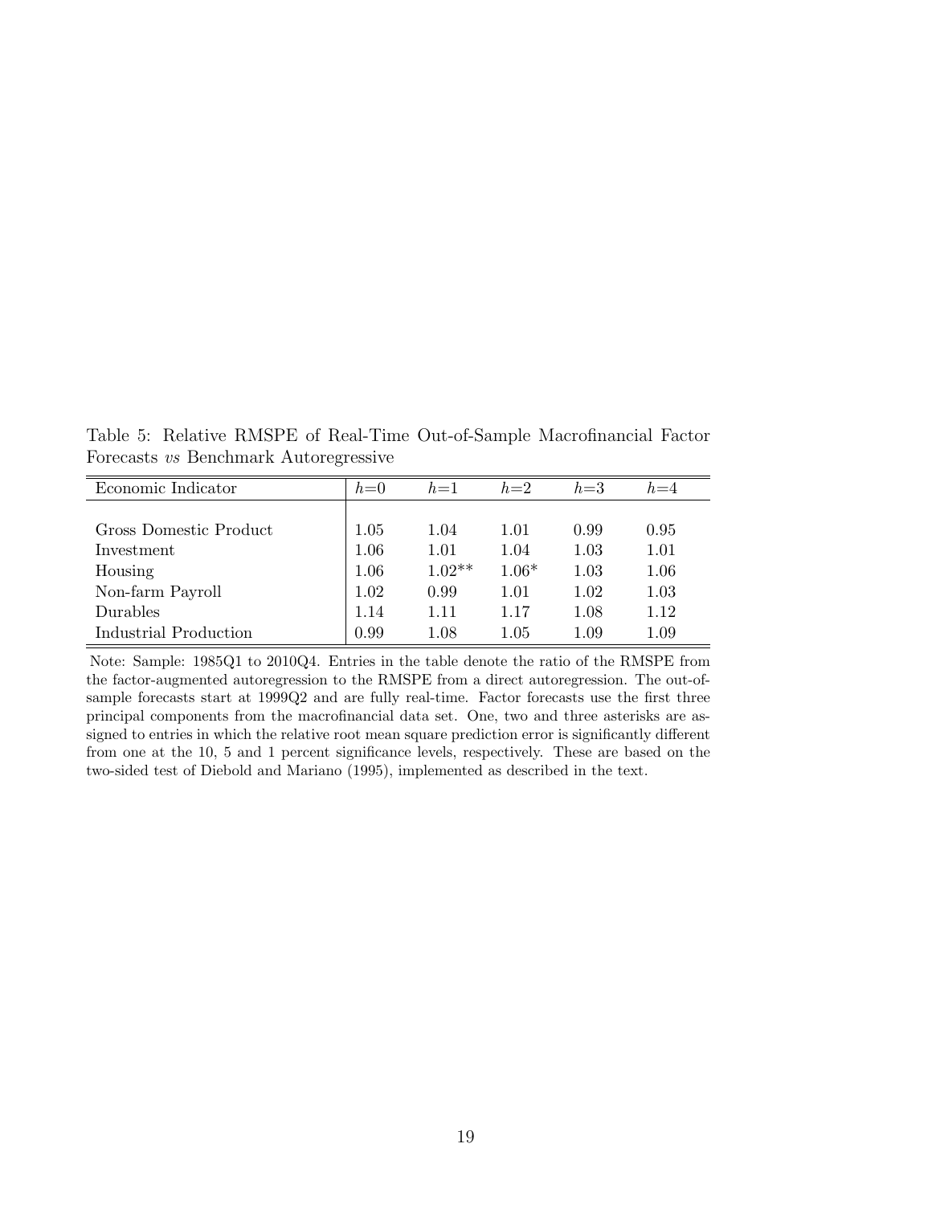Table 5: Relative RMSPE of Real-Time Out-of-Sample Macrofinancial Factor Forecasts *vs* Benchmark Autoregressive

| Economic Indicator | $h$=0 | $h$=1 | $h$=2 | $h$=3 | $h$=4 |
|---|---|---|---|---|---|
| Gross Domestic Product | 1.05 | 1.04 | 1.01 | 0.99 | 0.95 |
| Investment | 1.06 | 1.01 | 1.04 | 1.03 | 1.01 |
| Housing | 1.06 | 1.02** | 1.06* | 1.03 | 1.06 |
| Non-farm Payroll | 1.02 | 0.99 | 1.01 | 1.02 | 1.03 |
| Durables | 1.14 | 1.11 | 1.17 | 1.08 | 1.12 |
| Industrial Production | 0.99 | 1.08 | 1.05 | 1.09 | 1.09 |

Note: Sample: 1985Q1 to 2010Q4. Entries in the table denote the ratio of the RMSPE from the factor-augmented autoregression to the RMSPE from a direct autoregression. The out-of-sample forecasts start at 1999Q2 and are fully real-time. Factor forecasts use the first three principal components from the macrofinancial data set. One, two and three asterisks are assigned to entries in which the relative root mean square prediction error is significantly different from one at the 10, 5 and 1 percent significance levels, respectively. These are based on the two-sided test of Diebold and Mariano (1995), implemented as described in the text.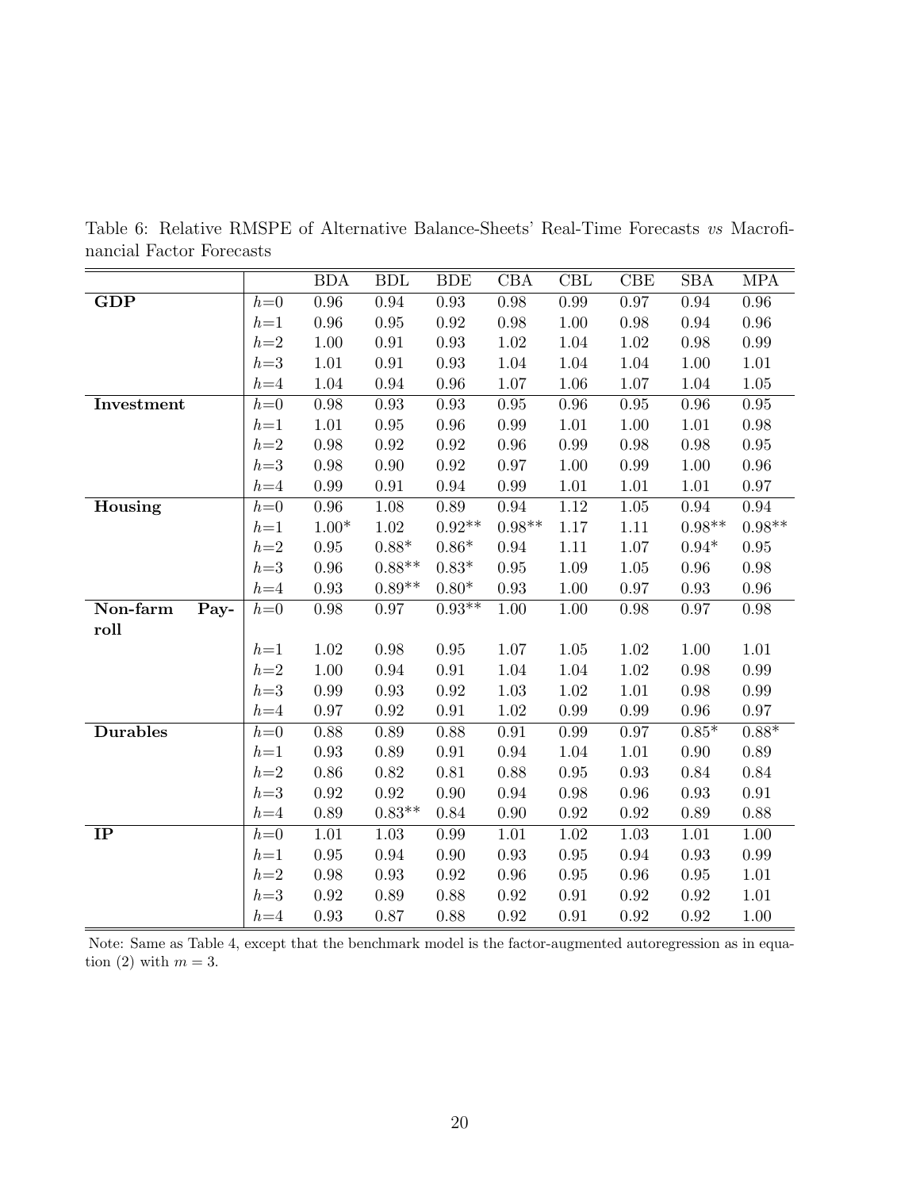Table 6: Relative RMSPE of Alternative Balance-Sheets' Real-Time Forecasts *vs* Macrofinancial Factor Forecasts

| | | BDA | BDL | BDE | CBA | CBL | CBE | SBA | MPA |
|---|---|---|---|---|---|---|---|---|---|
| **GDP** | $h$=0 | 0.96 | 0.94 | 0.93 | 0.98 | 0.99 | 0.97 | 0.94 | 0.96 |
| | $h$=1 | 0.96 | 0.95 | 0.92 | 0.98 | 1.00 | 0.98 | 0.94 | 0.96 |
| | $h$=2 | 1.00 | 0.91 | 0.93 | 1.02 | 1.04 | 1.02 | 0.98 | 0.99 |
| | $h$=3 | 1.01 | 0.91 | 0.93 | 1.04 | 1.04 | 1.04 | 1.00 | 1.01 |
| | $h$=4 | 1.04 | 0.94 | 0.96 | 1.07 | 1.06 | 1.07 | 1.04 | 1.05 |
| **Investment** | $h$=0 | 0.98 | 0.93 | 0.93 | 0.95 | 0.96 | 0.95 | 0.96 | 0.95 |
| | $h$=1 | 1.01 | 0.95 | 0.96 | 0.99 | 1.01 | 1.00 | 1.01 | 0.98 |
| | $h$=2 | 0.98 | 0.92 | 0.92 | 0.96 | 0.99 | 0.98 | 0.98 | 0.95 |
| | $h$=3 | 0.98 | 0.90 | 0.92 | 0.97 | 1.00 | 0.99 | 1.00 | 0.96 |
| | $h$=4 | 0.99 | 0.91 | 0.94 | 0.99 | 1.01 | 1.01 | 1.01 | 0.97 |
| **Housing** | $h$=0 | 0.96 | 1.08 | 0.89 | 0.94 | 1.12 | 1.05 | 0.94 | 0.94 |
| | $h$=1 | 1.00* | 1.02 | 0.92** | 0.98** | 1.17 | 1.11 | 0.98** | 0.98** |
| | $h$=2 | 0.95 | 0.88* | 0.86* | 0.94 | 1.11 | 1.07 | 0.94* | 0.95 |
| | $h$=3 | 0.96 | 0.88** | 0.83* | 0.95 | 1.09 | 1.05 | 0.96 | 0.98 |
| | $h$=4 | 0.93 | 0.89** | 0.80* | 0.93 | 1.00 | 0.97 | 0.93 | 0.96 |
| **Non-farm Payroll** | $h$=0 | 0.98 | 0.97 | 0.93** | 1.00 | 1.00 | 0.98 | 0.97 | 0.98 |
| | $h$=1 | 1.02 | 0.98 | 0.95 | 1.07 | 1.05 | 1.02 | 1.00 | 1.01 |
| | $h$=2 | 1.00 | 0.94 | 0.91 | 1.04 | 1.04 | 1.02 | 0.98 | 0.99 |
| | $h$=3 | 0.99 | 0.93 | 0.92 | 1.03 | 1.02 | 1.01 | 0.98 | 0.99 |
| | $h$=4 | 0.97 | 0.92 | 0.91 | 1.02 | 0.99 | 0.99 | 0.96 | 0.97 |
| **Durables** | $h$=0 | 0.88 | 0.89 | 0.88 | 0.91 | 0.99 | 0.97 | 0.85* | 0.88* |
| | $h$=1 | 0.93 | 0.89 | 0.91 | 0.94 | 1.04 | 1.01 | 0.90 | 0.89 |
| | $h$=2 | 0.86 | 0.82 | 0.81 | 0.88 | 0.95 | 0.93 | 0.84 | 0.84 |
| | $h$=3 | 0.92 | 0.92 | 0.90 | 0.94 | 0.98 | 0.96 | 0.93 | 0.91 |
| | $h$=4 | 0.89 | 0.83** | 0.84 | 0.90 | 0.92 | 0.92 | 0.89 | 0.88 |
| **IP** | $h$=0 | 1.01 | 1.03 | 0.99 | 1.01 | 1.02 | 1.03 | 1.01 | 1.00 |
| | $h$=1 | 0.95 | 0.94 | 0.90 | 0.93 | 0.95 | 0.94 | 0.93 | 0.99 |
| | $h$=2 | 0.98 | 0.93 | 0.92 | 0.96 | 0.95 | 0.96 | 0.95 | 1.01 |
| | $h$=3 | 0.92 | 0.89 | 0.88 | 0.92 | 0.91 | 0.92 | 0.92 | 1.01 |
| | $h$=4 | 0.93 | 0.87 | 0.88 | 0.92 | 0.91 | 0.92 | 0.92 | 1.00 |

Note: Same as Table 4, except that the benchmark model is the factor-augmented autoregression as in equation (2) with $m = 3$.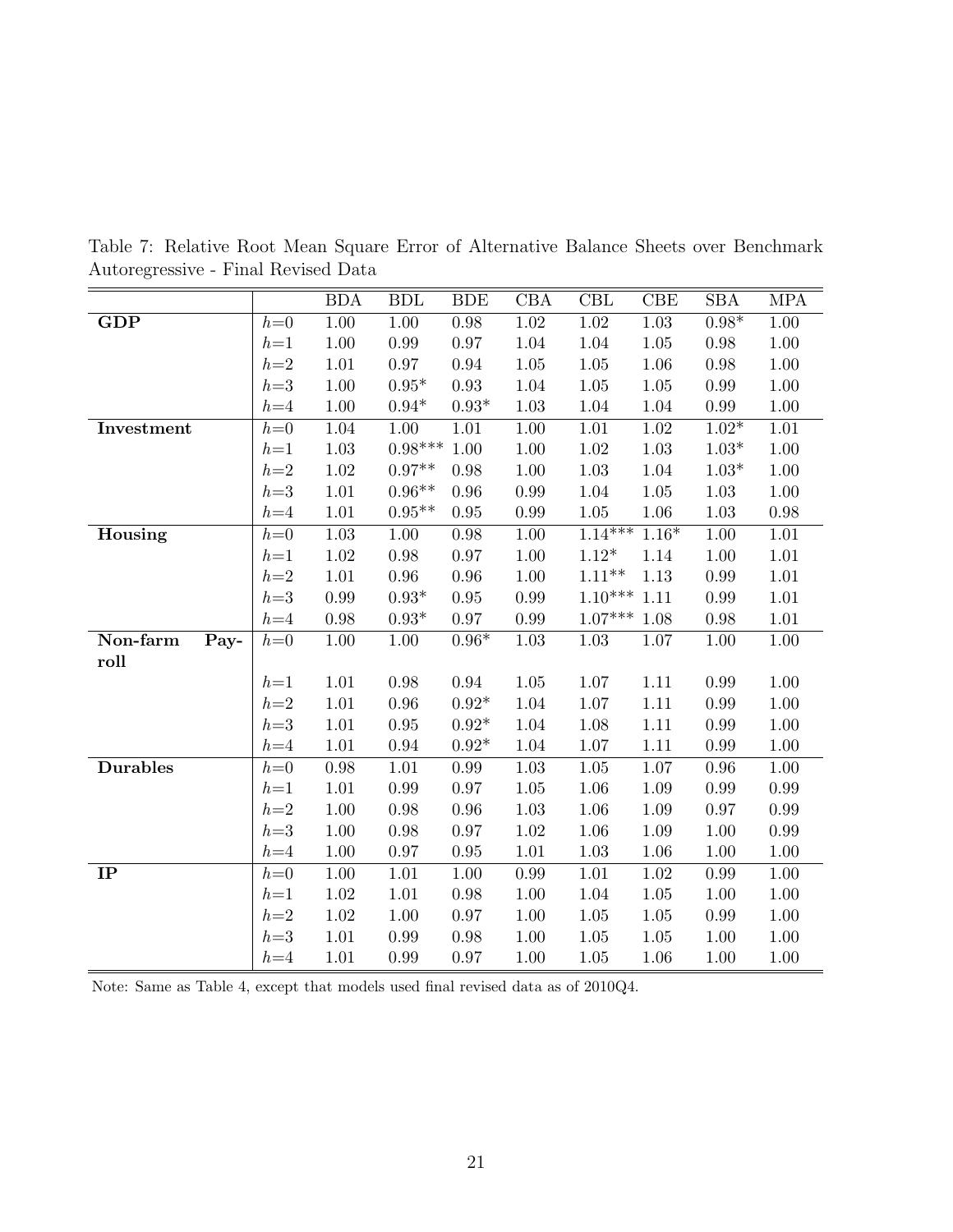Table 7: Relative Root Mean Square Error of Alternative Balance Sheets over Benchmark Autoregressive - Final Revised Data

| | | BDA | BDL | BDE | CBA | CBL | CBE | SBA | MPA |
|---|---|---|---|---|---|---|---|---|---|
| **GDP** | $h$=0 | 1.00 | 1.00 | 0.98 | 1.02 | 1.02 | 1.03 | 0.98* | 1.00 |
| | $h$=1 | 1.00 | 0.99 | 0.97 | 1.04 | 1.04 | 1.05 | 0.98 | 1.00 |
| | $h$=2 | 1.01 | 0.97 | 0.94 | 1.05 | 1.05 | 1.06 | 0.98 | 1.00 |
| | $h$=3 | 1.00 | 0.95* | 0.93 | 1.04 | 1.05 | 1.05 | 0.99 | 1.00 |
| | $h$=4 | 1.00 | 0.94* | 0.93* | 1.03 | 1.04 | 1.04 | 0.99 | 1.00 |
| **Investment** | $h$=0 | 1.04 | 1.00 | 1.01 | 1.00 | 1.01 | 1.02 | 1.02* | 1.01 |
| | $h$=1 | 1.03 | 0.98*** | 1.00 | 1.00 | 1.02 | 1.03 | 1.03* | 1.00 |
| | $h$=2 | 1.02 | 0.97** | 0.98 | 1.00 | 1.03 | 1.04 | 1.03* | 1.00 |
| | $h$=3 | 1.01 | 0.96** | 0.96 | 0.99 | 1.04 | 1.05 | 1.03 | 1.00 |
| | $h$=4 | 1.01 | 0.95** | 0.95 | 0.99 | 1.05 | 1.06 | 1.03 | 0.98 |
| **Housing** | $h$=0 | 1.03 | 1.00 | 0.98 | 1.00 | 1.14*** | 1.16* | 1.00 | 1.01 |
| | $h$=1 | 1.02 | 0.98 | 0.97 | 1.00 | 1.12* | 1.14 | 1.00 | 1.01 |
| | $h$=2 | 1.01 | 0.96 | 0.96 | 1.00 | 1.11** | 1.13 | 0.99 | 1.01 |
| | $h$=3 | 0.99 | 0.93* | 0.95 | 0.99 | 1.10*** | 1.11 | 0.99 | 1.01 |
| | $h$=4 | 0.98 | 0.93* | 0.97 | 0.99 | 1.07*** | 1.08 | 0.98 | 1.01 |
| **Non-farm Payroll** | $h$=0 | 1.00 | 1.00 | 0.96* | 1.03 | 1.03 | 1.07 | 1.00 | 1.00 |
| | $h$=1 | 1.01 | 0.98 | 0.94 | 1.05 | 1.07 | 1.11 | 0.99 | 1.00 |
| | $h$=2 | 1.01 | 0.96 | 0.92* | 1.04 | 1.07 | 1.11 | 0.99 | 1.00 |
| | $h$=3 | 1.01 | 0.95 | 0.92* | 1.04 | 1.08 | 1.11 | 0.99 | 1.00 |
| | $h$=4 | 1.01 | 0.94 | 0.92* | 1.04 | 1.07 | 1.11 | 0.99 | 1.00 |
| **Durables** | $h$=0 | 0.98 | 1.01 | 0.99 | 1.03 | 1.05 | 1.07 | 0.96 | 1.00 |
| | $h$=1 | 1.01 | 0.99 | 0.97 | 1.05 | 1.06 | 1.09 | 0.99 | 0.99 |
| | $h$=2 | 1.00 | 0.98 | 0.96 | 1.03 | 1.06 | 1.09 | 0.97 | 0.99 |
| | $h$=3 | 1.00 | 0.98 | 0.97 | 1.02 | 1.06 | 1.09 | 1.00 | 0.99 |
| | $h$=4 | 1.00 | 0.97 | 0.95 | 1.01 | 1.03 | 1.06 | 1.00 | 1.00 |
| **IP** | $h$=0 | 1.00 | 1.01 | 1.00 | 0.99 | 1.01 | 1.02 | 0.99 | 1.00 |
| | $h$=1 | 1.02 | 1.01 | 0.98 | 1.00 | 1.04 | 1.05 | 1.00 | 1.00 |
| | $h$=2 | 1.02 | 1.00 | 0.97 | 1.00 | 1.05 | 1.05 | 0.99 | 1.00 |
| | $h$=3 | 1.01 | 0.99 | 0.98 | 1.00 | 1.05 | 1.05 | 1.00 | 1.00 |
| | $h$=4 | 1.01 | 0.99 | 0.97 | 1.00 | 1.05 | 1.06 | 1.00 | 1.00 |

Note: Same as Table 4, except that models used final revised data as of 2010Q4.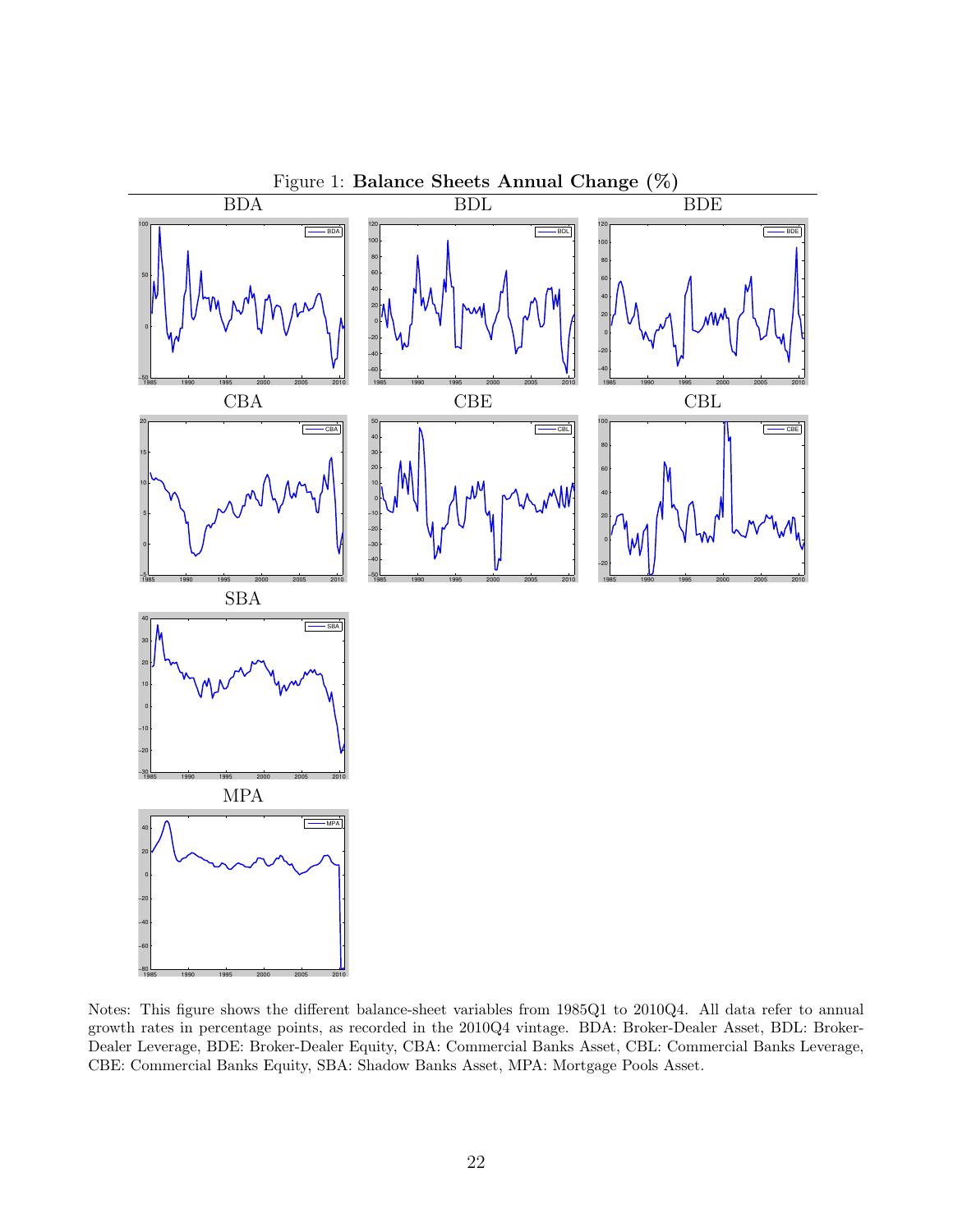Figure 1: **Balance Sheets Annual Change (%)**

BDA

BDL

BDE

CBA

CBE

CBL

SBA

MPA

Notes: This figure shows the different balance-sheet variables from 1985Q1 to 2010Q4. All data refer to annual growth rates in percentage points, as recorded in the 2010Q4 vintage. BDA: Broker-Dealer Asset, BDL: Broker-Dealer Leverage, BDE: Broker-Dealer Equity, CBA: Commercial Banks Asset, CBL: Commercial Banks Leverage, CBE: Commercial Banks Equity, SBA: Shadow Banks Asset, MPA: Mortgage Pools Asset.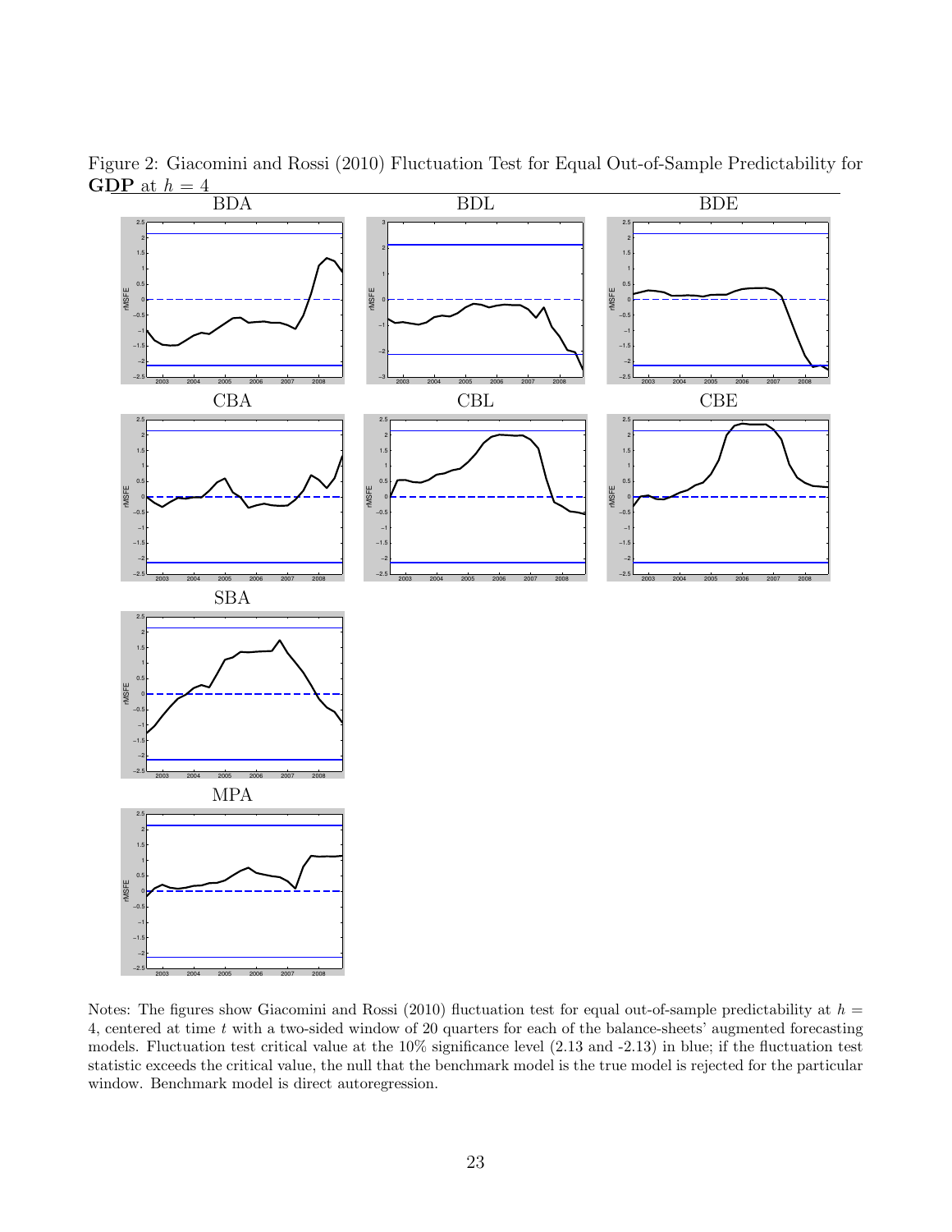Figure 2: Giacomini and Rossi (2010) Fluctuation Test for Equal Out-of-Sample Predictability for **GDP** at $h = 4$

Notes: The figures show Giacomini and Rossi (2010) fluctuation test for equal out-of-sample predictability at $h = 4$, centered at time $t$ with a two-sided window of 20 quarters for each of the balance-sheets' augmented forecasting models. Fluctuation test critical value at the 10% significance level (2.13 and -2.13) in blue; if the fluctuation test statistic exceeds the critical value, the null that the benchmark model is the true model is rejected for the particular window. Benchmark model is direct autoregression.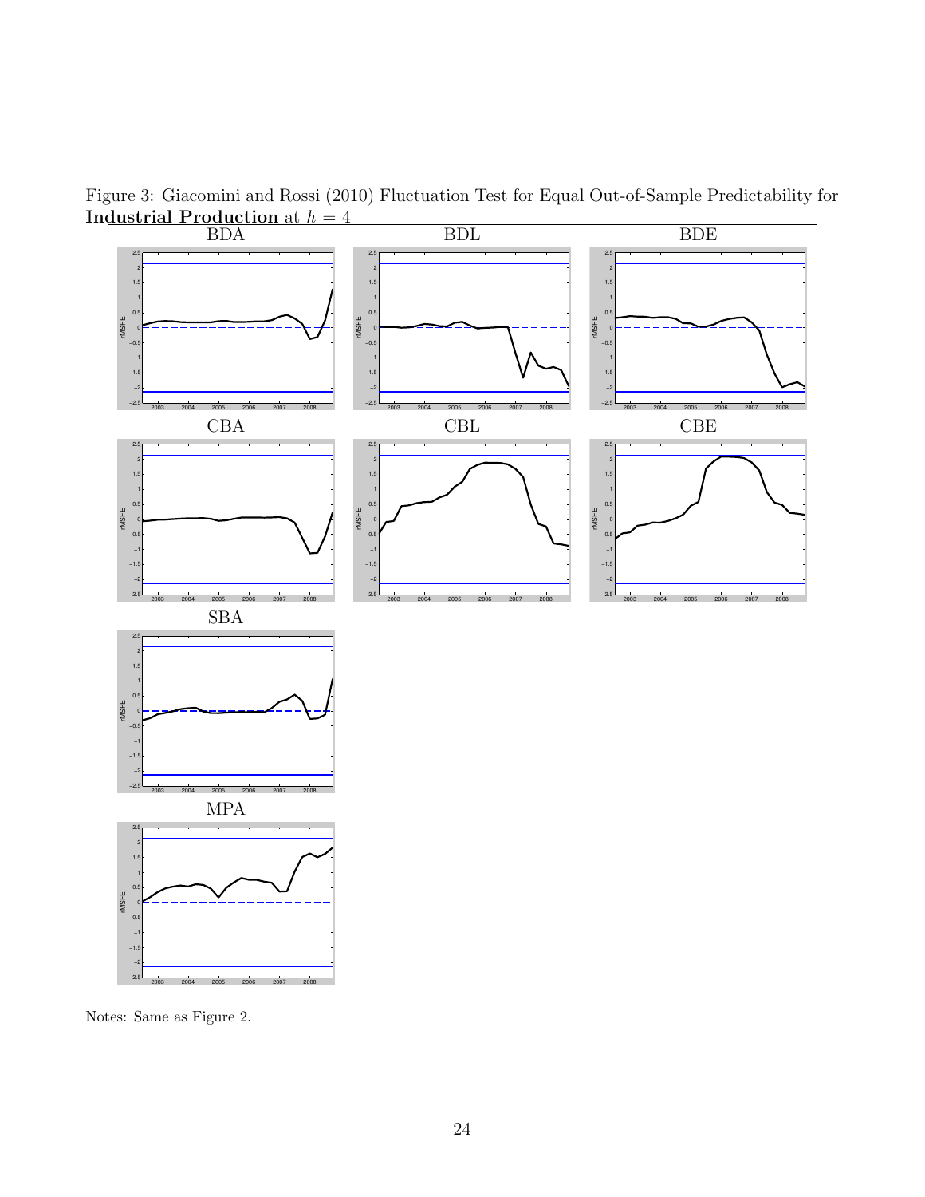Figure 3: Giacomini and Rossi (2010) Fluctuation Test for Equal Out-of-Sample Predictability for **Industrial Production** at $h = 4$

BDA

BDL

BDE

CBA

CBL

CBE

SBA

MPA

Notes: Same as Figure 2.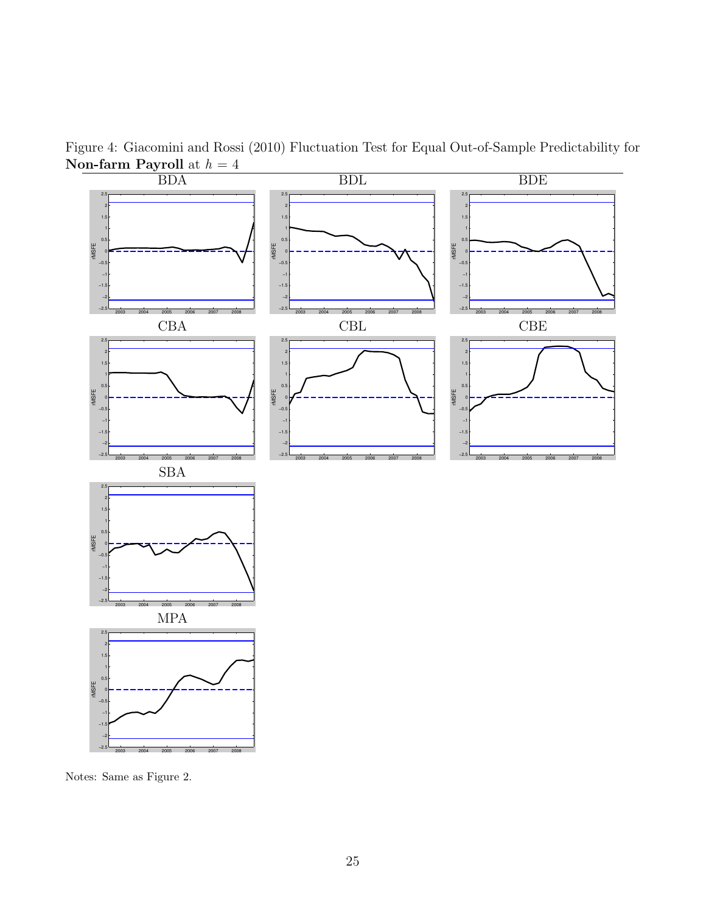Figure 4: Giacomini and Rossi (2010) Fluctuation Test for Equal Out-of-Sample Predictability for **Non-farm Payroll** at $h = 4$

Notes: Same as Figure 2.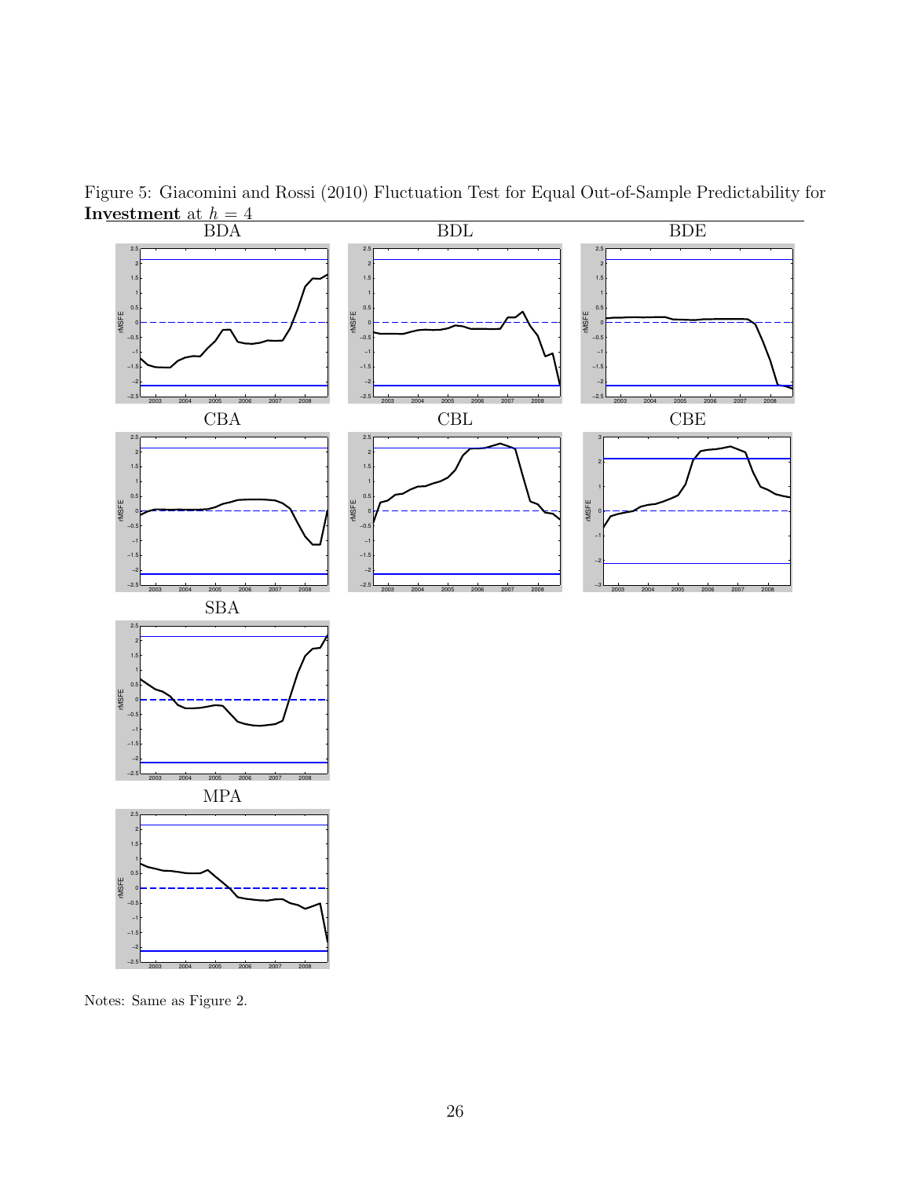Figure 5: Giacomini and Rossi (2010) Fluctuation Test for Equal Out-of-Sample Predictability for **Investment** at $h = 4$

BDA

BDL

BDE

CBA

CBL

CBE

SBA

MPA

Notes: Same as Figure 2.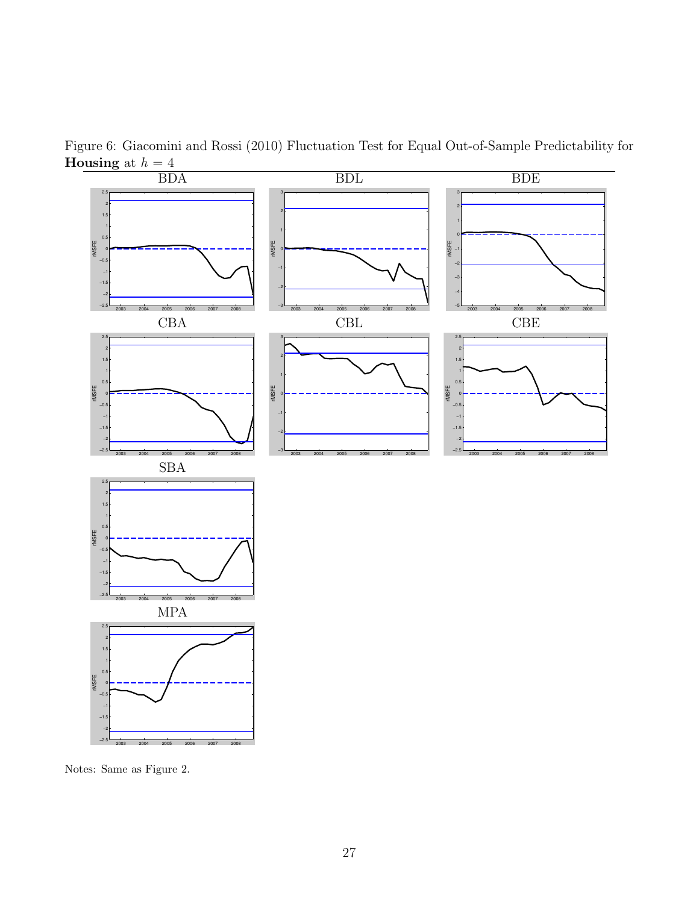Figure 6: Giacomini and Rossi (2010) Fluctuation Test for Equal Out-of-Sample Predictability for **Housing** at $h = 4$

Notes: Same as Figure 2.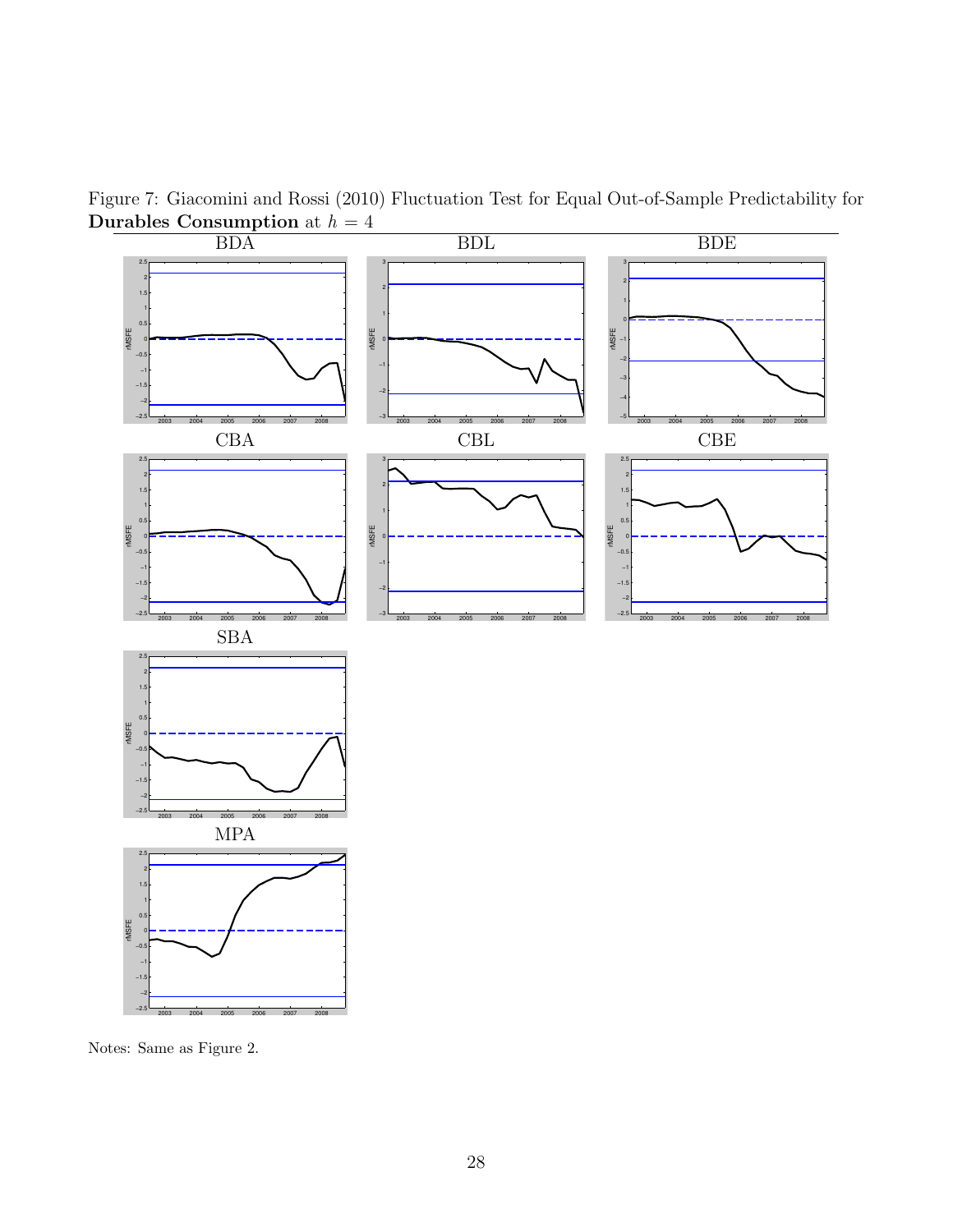Figure 7: Giacomini and Rossi (2010) Fluctuation Test for Equal Out-of-Sample Predictability for **Durables Consumption** at $h = 4$

BDA

BDL

BDE

CBA

CBL

CBE

SBA

MPA

rMSFE

2003 2004 2005 2006 2007 2008

Notes: Same as Figure 2.